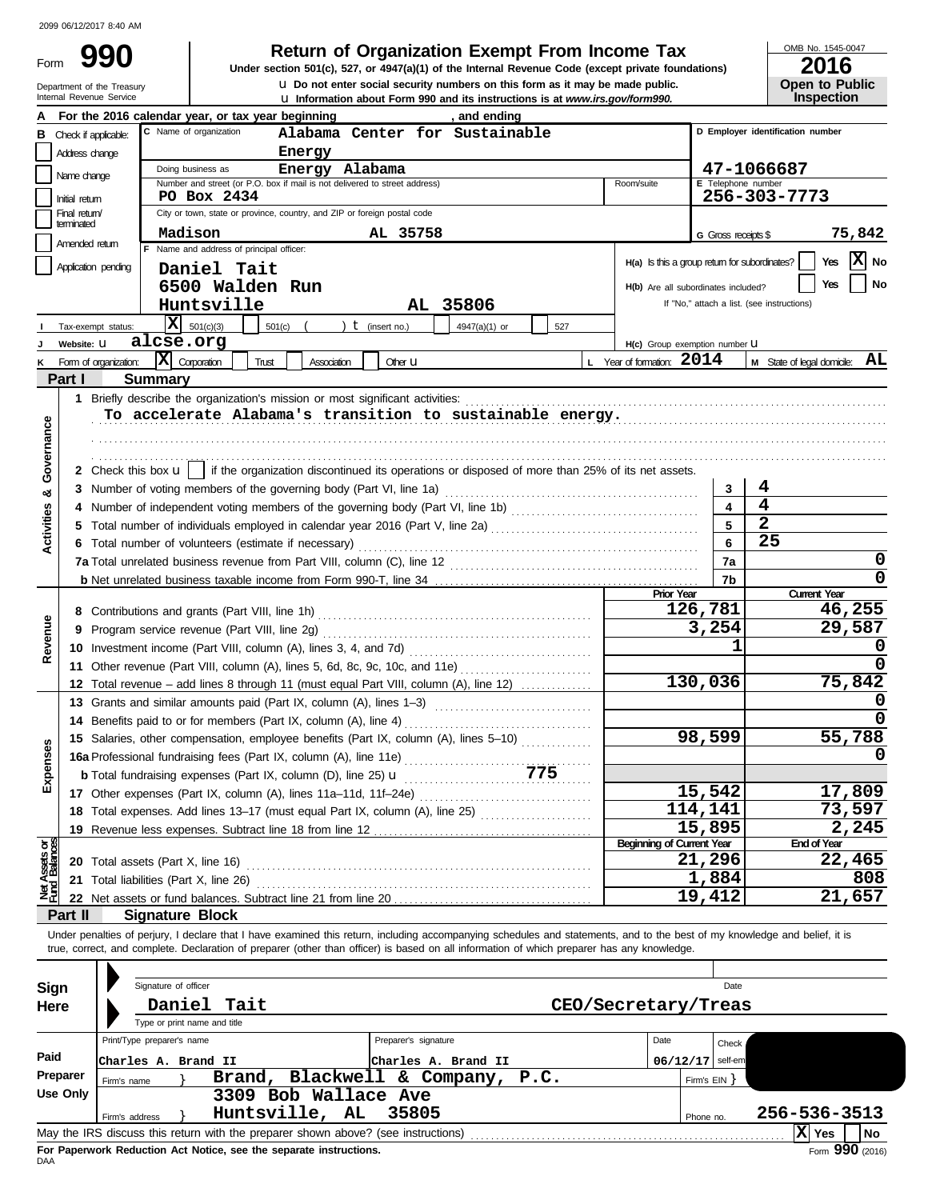2099 06/12/2017 8:40 AM

# Form 990 — Return of Organization Exempt From Income Tax — 2016

Under section 501(c), 527, or 4947(a)(1) of the Internal Revenue Code (except private foundations)

u Do not enter social security numbers on this form as it may be made public.

u Information about Form 990 and its instructions is at *www.irs.gov/form990.*

Department of the Treasury
Internal Revenue Service

OMB No. 1545-0047

**Open to Public Inspection**

**A** For the 2016 calendar year, or tax year beginning , and ending

**B** Check if applicable:
- Address change
- Name change
- Initial return
- Final return/terminated
- Amended return
- Application pending

**C** Name of organization: **Alabama Center for Sustainable Energy**

Doing business as: **Energy Alabama**

Number and street (or P.O. box if mail is not delivered to street address): **PO Box 2434** Room/suite

City or town, state or province, country, and ZIP or foreign postal code: **Madison AL 35758**

**D** Employer identification number: **47-1066687**

**E** Telephone number: **256-303-7773**

**G** Gross receipts $ **75,842**

**F** Name and address of principal officer:
**Daniel Tait**
**6500 Walden Run**
**Huntsville AL 35806**

**H(a)** Is this a group return for subordinates? Yes [ ] No [X]

**H(b)** Are all subordinates included? Yes [ ] No [ ]
If "No," attach a list. (see instructions)

**I** Tax-exempt status: [X] 501(c)(3) [ ] 501(c) ( ) t (insert no.) [ ] 4947(a)(1) or [ ] 527

**J** Website: u **alcse.org**

**H(c)** Group exemption number u

**K** Form of organization: [X] Corporation [ ] Trust [ ] Association [ ] Other u

**L** Year of formation: **2014**

**M** State of legal domicile: **AL**

## Part I Summary

### Activities & Governance

1 Briefly describe the organization's mission or most significant activities:
**To accelerate Alabama's transition to sustainable energy.**

2 Check this box u [ ] if the organization discontinued its operations or disposed of more than 25% of its net assets.

| | | | |
|---|---|---|---|
| 3 | Number of voting members of the governing body (Part VI, line 1a) | 3 | 4 |
| 4 | Number of independent voting members of the governing body (Part VI, line 1b) | 4 | 4 |
| 5 | Total number of individuals employed in calendar year 2016 (Part V, line 2a) | 5 | 2 |
| 6 | Total number of volunteers (estimate if necessary) | 6 | 25 |
| 7a | Total unrelated business revenue from Part VIII, column (C), line 12 | 7a | 0 |
| b | Net unrelated business taxable income from Form 990-T, line 34 | 7b | 0 |

### Revenue

| | | Prior Year | Current Year |
|---|---|---|---|
| 8 | Contributions and grants (Part VIII, line 1h) | 126,781 | 46,255 |
| 9 | Program service revenue (Part VIII, line 2g) | 3,254 | 29,587 |
| 10 | Investment income (Part VIII, column (A), lines 3, 4, and 7d) | 1 | 0 |
| 11 | Other revenue (Part VIII, column (A), lines 5, 6d, 8c, 9c, 10c, and 11e) | | 0 |
| 12 | Total revenue – add lines 8 through 11 (must equal Part VIII, column (A), line 12) | 130,036 | 75,842 |

### Expenses

| | | Prior Year | Current Year |
|---|---|---|---|
| 13 | Grants and similar amounts paid (Part IX, column (A), lines 1–3) | | 0 |
| 14 | Benefits paid to or for members (Part IX, column (A), line 4) | | 0 |
| 15 | Salaries, other compensation, employee benefits (Part IX, column (A), lines 5–10) | 98,599 | 55,788 |
| 16a | Professional fundraising fees (Part IX, column (A), line 11e) | | 0 |
| b | Total fundraising expenses (Part IX, column (D), line 25) u 775 | | |
| 17 | Other expenses (Part IX, column (A), lines 11a–11d, 11f–24e) | 15,542 | 17,809 |
| 18 | Total expenses. Add lines 13–17 (must equal Part IX, column (A), line 25) | 114,141 | 73,597 |
| 19 | Revenue less expenses. Subtract line 18 from line 12 | 15,895 | 2,245 |

### Net Assets or Fund Balances

| | | Beginning of Current Year | End of Year |
|---|---|---|---|
| 20 | Total assets (Part X, line 16) | 21,296 | 22,465 |
| 21 | Total liabilities (Part X, line 26) | 1,884 | 808 |
| 22 | Net assets or fund balances. Subtract line 21 from line 20 | 19,412 | 21,657 |

## Part II Signature Block

Under penalties of perjury, I declare that I have examined this return, including accompanying schedules and statements, and to the best of my knowledge and belief, it is true, correct, and complete. Declaration of preparer (other than officer) is based on all information of which preparer has any knowledge.

**Sign Here**

Signature of officer — Date

**Daniel Tait** — **CEO/Secretary/Treas**

Type or print name and title

**Paid Preparer Use Only**

| Print/Type preparer's name | Preparer's signature | Date | Check [ ] if self-employed |
|---|---|---|---|
| Charles A. Brand II | Charles A. Brand II | 06/12/17 | |

Firm's name } **Brand, Blackwell & Company, P.C.** — Firm's EIN }

Firm's address } **3309 Bob Wallace Ave, Huntsville, AL 35805** — Phone no. **256-536-3513**

May the IRS discuss this return with the preparer shown above? (see instructions) [X] Yes [ ] No

**For Paperwork Reduction Act Notice, see the separate instructions.**

DAA

Form **990** (2016)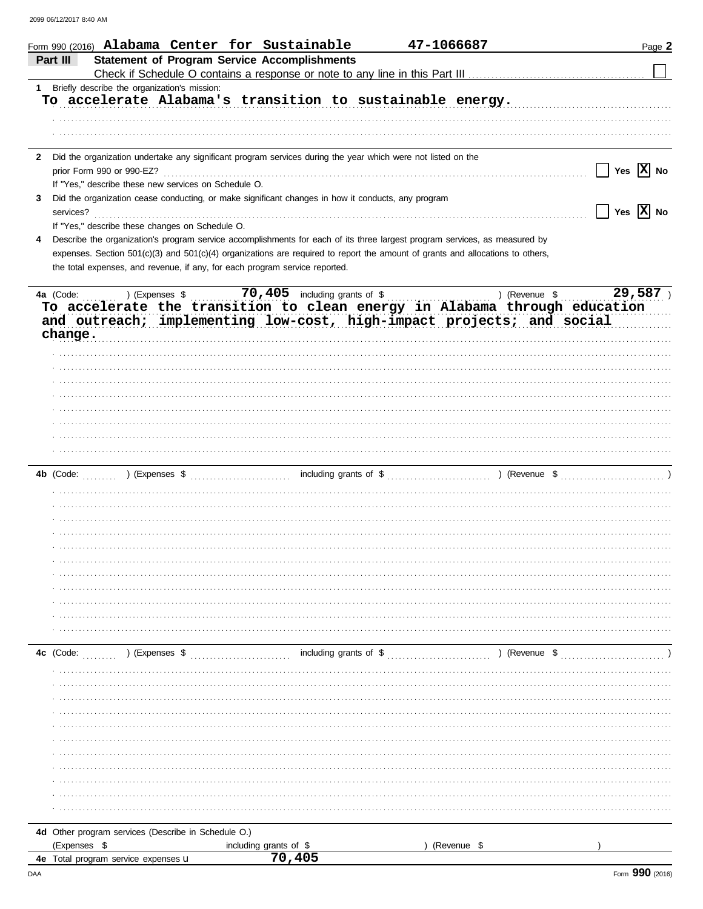Form 990 (2016) **Alabama Center for Sustainable** **47-1066687** Page **2**

## Part III — Statement of Program Service Accomplishments

Check if Schedule O contains a response or note to any line in this Part III ☐

**1** Briefly describe the organization's mission:

**To accelerate Alabama's transition to sustainable energy.**

**2** Did the organization undertake any significant program services during the year which were not listed on the prior Form 990 or 990-EZ? ☐ Yes ☒ No

If "Yes," describe these new services on Schedule O.

**3** Did the organization cease conducting, or make significant changes in how it conducts, any program services? ☐ Yes ☒ No

If "Yes," describe these changes on Schedule O.

**4** Describe the organization's program service accomplishments for each of its three largest program services, as measured by expenses. Section 501(c)(3) and 501(c)(4) organizations are required to report the amount of grants and allocations to others, the total expenses, and revenue, if any, for each program service reported.

**4a** (Code: ) (Expenses $ **70,405** including grants of $ ) (Revenue $ **29,587** )

**To accelerate the transition to clean energy in Alabama through education and outreach; implementing low-cost, high-impact projects; and social change.**

**4b** (Code: ) (Expenses $ including grants of $ ) (Revenue $ )

**4c** (Code: ) (Expenses $ including grants of $ ) (Revenue $ )

**4d** Other program services (Describe in Schedule O.)

(Expenses $ including grants of $ ) (Revenue $ )

**4e** Total program service expenses **70,405**

Form **990** (2016)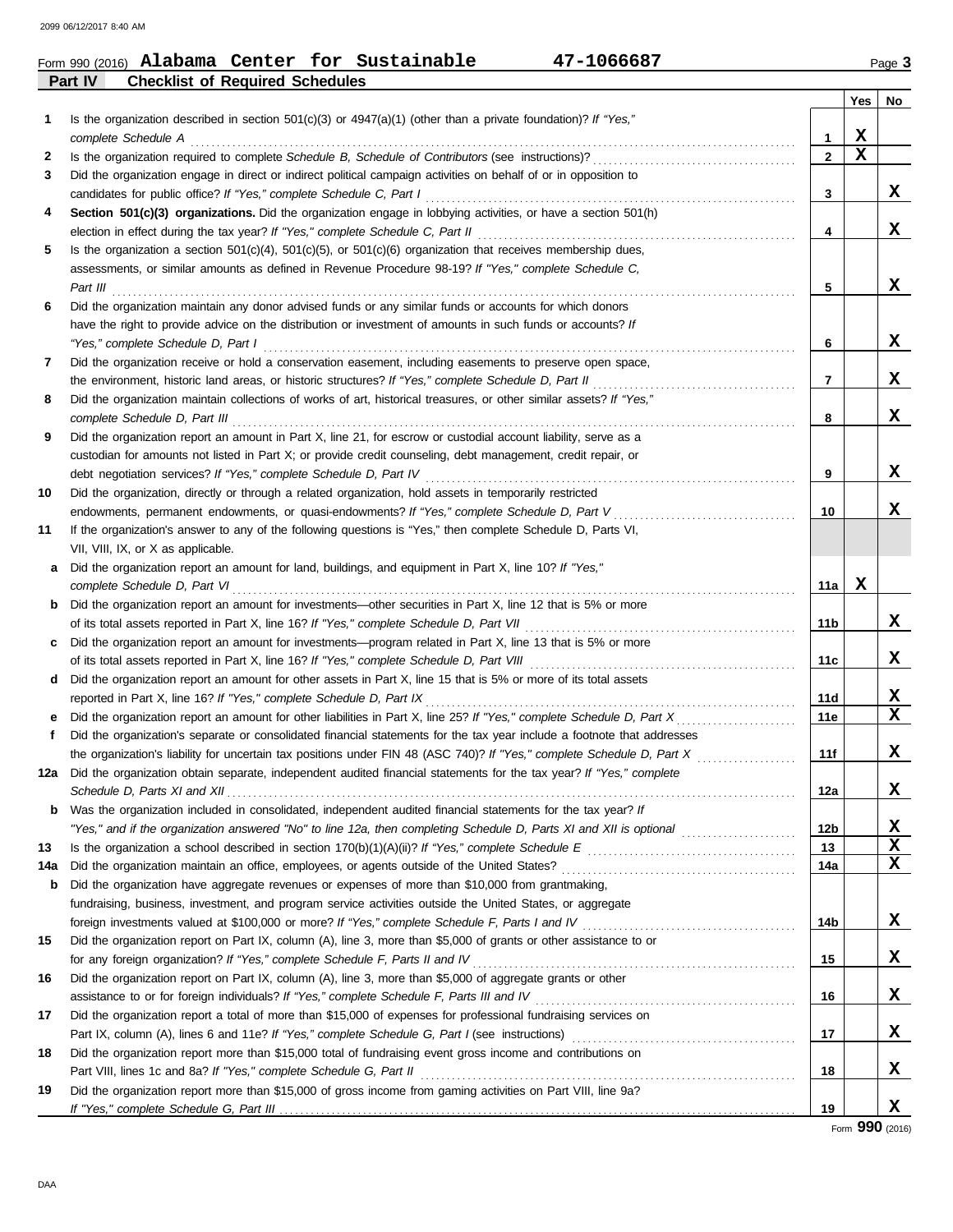Form 990 (2016) **Alabama Center for Sustainable 47-1066687**

**Part IV Checklist of Required Schedules**

| | | | Yes | No |
|---|---|---|---|---|
| 1 | Is the organization described in section 501(c)(3) or 4947(a)(1) (other than a private foundation)? *If "Yes," complete Schedule A* | 1 | X | |
| 2 | Is the organization required to complete *Schedule B, Schedule of Contributors* (see instructions)? | 2 | X | |
| 3 | Did the organization engage in direct or indirect political campaign activities on behalf of or in opposition to candidates for public office? *If "Yes," complete Schedule C, Part I* | 3 | | X |
| 4 | **Section 501(c)(3) organizations.** Did the organization engage in lobbying activities, or have a section 501(h) election in effect during the tax year? *If "Yes," complete Schedule C, Part II* | 4 | | X |
| 5 | Is the organization a section 501(c)(4), 501(c)(5), or 501(c)(6) organization that receives membership dues, assessments, or similar amounts as defined in Revenue Procedure 98-19? *If "Yes," complete Schedule C, Part III* | 5 | | X |
| 6 | Did the organization maintain any donor advised funds or any similar funds or accounts for which donors have the right to provide advice on the distribution or investment of amounts in such funds or accounts? *If "Yes," complete Schedule D, Part I* | 6 | | X |
| 7 | Did the organization receive or hold a conservation easement, including easements to preserve open space, the environment, historic land areas, or historic structures? *If "Yes," complete Schedule D, Part II* | 7 | | X |
| 8 | Did the organization maintain collections of works of art, historical treasures, or other similar assets? *If "Yes," complete Schedule D, Part III* | 8 | | X |
| 9 | Did the organization report an amount in Part X, line 21, for escrow or custodial account liability, serve as a custodian for amounts not listed in Part X; or provide credit counseling, debt management, credit repair, or debt negotiation services? *If "Yes," complete Schedule D, Part IV* | 9 | | X |
| 10 | Did the organization, directly or through a related organization, hold assets in temporarily restricted endowments, permanent endowments, or quasi-endowments? *If "Yes," complete Schedule D, Part V* | 10 | | X |
| 11 | If the organization's answer to any of the following questions is "Yes," then complete Schedule D, Parts VI, VII, VIII, IX, or X as applicable. | | | |
| a | Did the organization report an amount for land, buildings, and equipment in Part X, line 10? *If "Yes," complete Schedule D, Part VI* | 11a | X | |
| b | Did the organization report an amount for investments—other securities in Part X, line 12 that is 5% or more of its total assets reported in Part X, line 16? *If "Yes," complete Schedule D, Part VII* | 11b | | X |
| c | Did the organization report an amount for investments—program related in Part X, line 13 that is 5% or more of its total assets reported in Part X, line 16? *If "Yes," complete Schedule D, Part VIII* | 11c | | X |
| d | Did the organization report an amount for other assets in Part X, line 15 that is 5% or more of its total assets reported in Part X, line 16? *If "Yes," complete Schedule D, Part IX* | 11d | | X |
| e | Did the organization report an amount for other liabilities in Part X, line 25? *If "Yes," complete Schedule D, Part X* | 11e | | X |
| f | Did the organization's separate or consolidated financial statements for the tax year include a footnote that addresses the organization's liability for uncertain tax positions under FIN 48 (ASC 740)? *If "Yes," complete Schedule D, Part X* | 11f | | X |
| 12a | Did the organization obtain separate, independent audited financial statements for the tax year? *If "Yes," complete Schedule D, Parts XI and XII* | 12a | | X |
| b | Was the organization included in consolidated, independent audited financial statements for the tax year? *If "Yes," and if the organization answered "No" to line 12a, then completing Schedule D, Parts XI and XII is optional* | 12b | | X |
| 13 | Is the organization a school described in section 170(b)(1)(A)(ii)? *If "Yes," complete Schedule E* | 13 | | X |
| 14a | Did the organization maintain an office, employees, or agents outside of the United States? | 14a | | X |
| b | Did the organization have aggregate revenues or expenses of more than $10,000 from grantmaking, fundraising, business, investment, and program service activities outside the United States, or aggregate foreign investments valued at $100,000 or more? *If "Yes," complete Schedule F, Parts I and IV* | 14b | | X |
| 15 | Did the organization report on Part IX, column (A), line 3, more than $5,000 of grants or other assistance to or for any foreign organization? *If "Yes," complete Schedule F, Parts II and IV* | 15 | | X |
| 16 | Did the organization report on Part IX, column (A), line 3, more than $5,000 of aggregate grants or other assistance to or for foreign individuals? *If "Yes," complete Schedule F, Parts III and IV* | 16 | | X |
| 17 | Did the organization report a total of more than $15,000 of expenses for professional fundraising services on Part IX, column (A), lines 6 and 11e? *If "Yes," complete Schedule G, Part I* (see instructions) | 17 | | X |
| 18 | Did the organization report more than $15,000 total of fundraising event gross income and contributions on Part VIII, lines 1c and 8a? *If "Yes," complete Schedule G, Part II* | 18 | | X |
| 19 | Did the organization report more than $15,000 of gross income from gaming activities on Part VIII, line 9a? *If "Yes," complete Schedule G, Part III* | 19 | | X |

Form **990** (2016)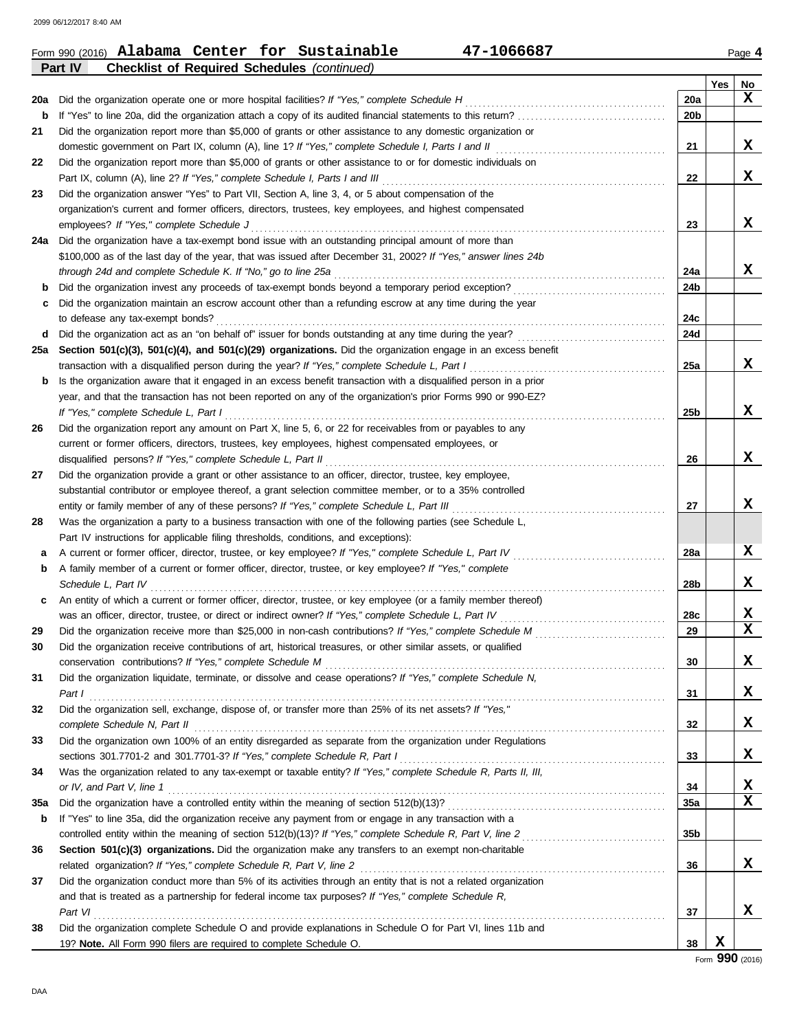Form 990 (2016) **Alabama Center for Sustainable** **47-1066687** Page 4

**Part IV** **Checklist of Required Schedules** *(continued)*

| | | | Yes | No |
|---|---|---|---|---|
| 20a | Did the organization operate one or more hospital facilities? *If "Yes," complete Schedule H* | 20a | | X |
| b | If "Yes" to line 20a, did the organization attach a copy of its audited financial statements to this return? | 20b | | |
| 21 | Did the organization report more than $5,000 of grants or other assistance to any domestic organization or domestic government on Part IX, column (A), line 1? *If "Yes," complete Schedule I, Parts I and II* | 21 | | X |
| 22 | Did the organization report more than $5,000 of grants or other assistance to or for domestic individuals on Part IX, column (A), line 2? *If "Yes," complete Schedule I, Parts I and III* | 22 | | X |
| 23 | Did the organization answer "Yes" to Part VII, Section A, line 3, 4, or 5 about compensation of the organization's current and former officers, directors, trustees, key employees, and highest compensated employees? *If "Yes," complete Schedule J* | 23 | | X |
| 24a | Did the organization have a tax-exempt bond issue with an outstanding principal amount of more than $100,000 as of the last day of the year, that was issued after December 31, 2002? *If "Yes," answer lines 24b through 24d and complete Schedule K. If "No," go to line 25a* | 24a | | X |
| b | Did the organization invest any proceeds of tax-exempt bonds beyond a temporary period exception? | 24b | | |
| c | Did the organization maintain an escrow account other than a refunding escrow at any time during the year to defease any tax-exempt bonds? | 24c | | |
| d | Did the organization act as an "on behalf of" issuer for bonds outstanding at any time during the year? | 24d | | |
| 25a | **Section 501(c)(3), 501(c)(4), and 501(c)(29) organizations.** Did the organization engage in an excess benefit transaction with a disqualified person during the year? *If "Yes," complete Schedule L, Part I* | 25a | | X |
| b | Is the organization aware that it engaged in an excess benefit transaction with a disqualified person in a prior year, and that the transaction has not been reported on any of the organization's prior Forms 990 or 990-EZ? *If "Yes," complete Schedule L, Part I* | 25b | | X |
| 26 | Did the organization report any amount on Part X, line 5, 6, or 22 for receivables from or payables to any current or former officers, directors, trustees, key employees, highest compensated employees, or disqualified persons? *If "Yes," complete Schedule L, Part II* | 26 | | X |
| 27 | Did the organization provide a grant or other assistance to an officer, director, trustee, key employee, substantial contributor or employee thereof, a grant selection committee member, or to a 35% controlled entity or family member of any of these persons? *If "Yes," complete Schedule L, Part III* | 27 | | X |
| 28 | Was the organization a party to a business transaction with one of the following parties (see Schedule L, Part IV instructions for applicable filing thresholds, conditions, and exceptions): | | | |
| a | A current or former officer, director, trustee, or key employee? *If "Yes," complete Schedule L, Part IV* | 28a | | X |
| b | A family member of a current or former officer, director, trustee, or key employee? *If "Yes," complete Schedule L, Part IV* | 28b | | X |
| c | An entity of which a current or former officer, director, trustee, or key employee (or a family member thereof) was an officer, director, trustee, or direct or indirect owner? *If "Yes," complete Schedule L, Part IV* | 28c | | X |
| 29 | Did the organization receive more than $25,000 in non-cash contributions? *If "Yes," complete Schedule M* | 29 | | X |
| 30 | Did the organization receive contributions of art, historical treasures, or other similar assets, or qualified conservation contributions? *If "Yes," complete Schedule M* | 30 | | X |
| 31 | Did the organization liquidate, terminate, or dissolve and cease operations? *If "Yes," complete Schedule N, Part I* | 31 | | X |
| 32 | Did the organization sell, exchange, dispose of, or transfer more than 25% of its net assets? *If "Yes," complete Schedule N, Part II* | 32 | | X |
| 33 | Did the organization own 100% of an entity disregarded as separate from the organization under Regulations sections 301.7701-2 and 301.7701-3? *If "Yes," complete Schedule R, Part I* | 33 | | X |
| 34 | Was the organization related to any tax-exempt or taxable entity? *If "Yes," complete Schedule R, Parts II, III, or IV, and Part V, line 1* | 34 | | X |
| 35a | Did the organization have a controlled entity within the meaning of section 512(b)(13)? | 35a | | X |
| b | If "Yes" to line 35a, did the organization receive any payment from or engage in any transaction with a controlled entity within the meaning of section 512(b)(13)? *If "Yes," complete Schedule R, Part V, line 2* | 35b | | |
| 36 | **Section 501(c)(3) organizations.** Did the organization make any transfers to an exempt non-charitable related organization? *If "Yes," complete Schedule R, Part V, line 2* | 36 | | X |
| 37 | Did the organization conduct more than 5% of its activities through an entity that is not a related organization and that is treated as a partnership for federal income tax purposes? *If "Yes," complete Schedule R, Part VI* | 37 | | X |
| 38 | Did the organization complete Schedule O and provide explanations in Schedule O for Part VI, lines 11b and 19? **Note.** All Form 990 filers are required to complete Schedule O. | 38 | X | |

Form **990** (2016)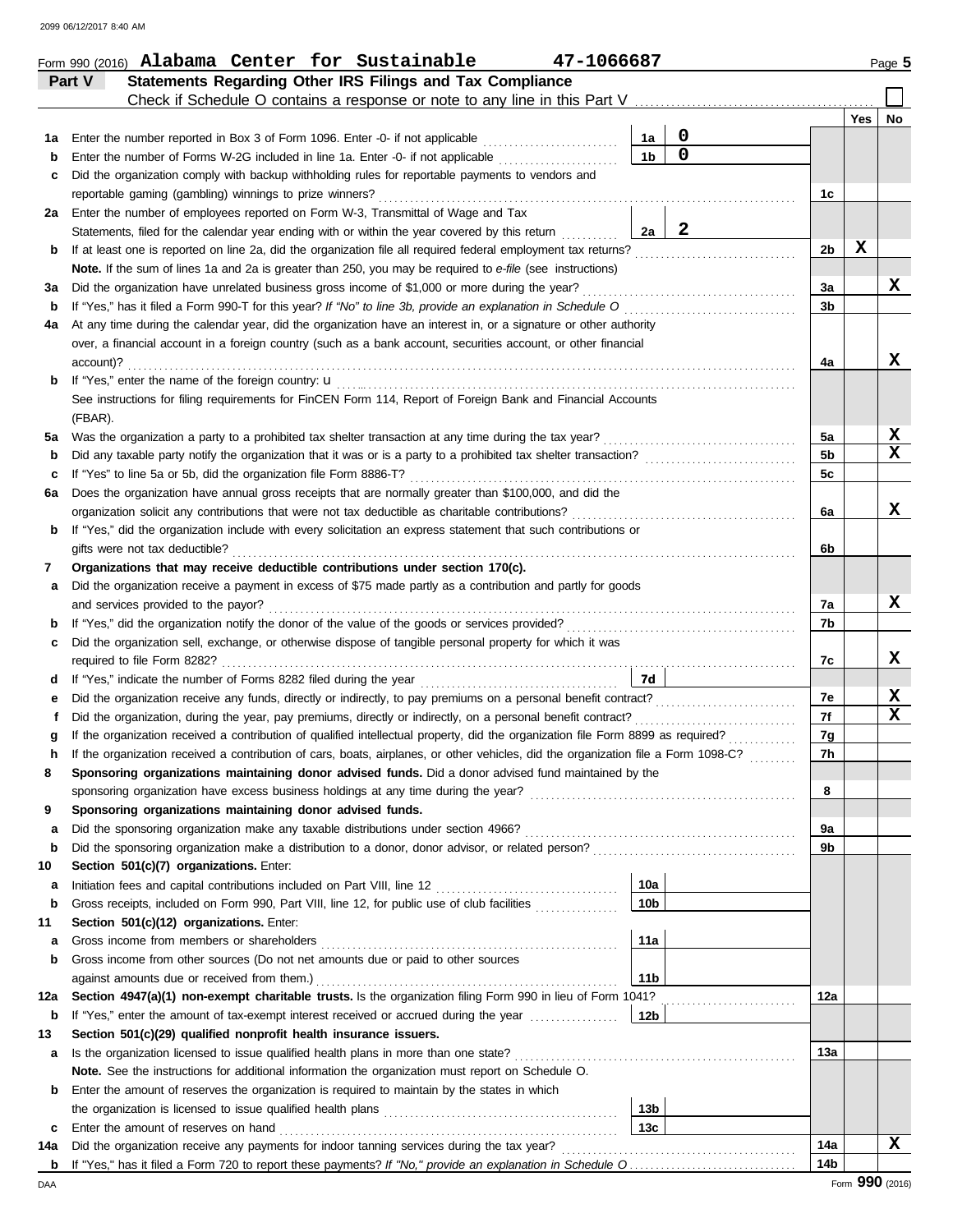Form 990 (2016) **Alabama Center for Sustainable** **47-1066687** Page **5**

## Part V Statements Regarding Other IRS Filings and Tax Compliance

Check if Schedule O contains a response or note to any line in this Part V ☐

| | | | | | Yes | No |
|---|---|---|---|---|---|---|
| **1a** | Enter the number reported in Box 3 of Form 1096. Enter -0- if not applicable | 1a | 0 | | | |
| **b** | Enter the number of Forms W-2G included in line 1a. Enter -0- if not applicable | 1b | 0 | | | |
| **c** | Did the organization comply with backup withholding rules for reportable payments to vendors and reportable gaming (gambling) winnings to prize winners? | | | 1c | | |
| **2a** | Enter the number of employees reported on Form W-3, Transmittal of Wage and Tax Statements, filed for the calendar year ending with or within the year covered by this return | 2a | 2 | | | |
| **b** | If at least one is reported on line 2a, did the organization file all required federal employment tax returns? | | | 2b | X | |
| | **Note.** If the sum of lines 1a and 2a is greater than 250, you may be required to *e-file* (see instructions) | | | | | |
| **3a** | Did the organization have unrelated business gross income of $1,000 or more during the year? | | | 3a | | X |
| **b** | If "Yes," has it filed a Form 990-T for this year? *If "No" to line 3b, provide an explanation in Schedule O* | | | 3b | | |
| **4a** | At any time during the calendar year, did the organization have an interest in, or a signature or other authority over, a financial account in a foreign country (such as a bank account, securities account, or other financial account)? | | | 4a | | X |
| **b** | If "Yes," enter the name of the foreign country: u | | | | | |
| | See instructions for filing requirements for FinCEN Form 114, Report of Foreign Bank and Financial Accounts (FBAR). | | | | | |
| **5a** | Was the organization a party to a prohibited tax shelter transaction at any time during the tax year? | | | 5a | | X |
| **b** | Did any taxable party notify the organization that it was or is a party to a prohibited tax shelter transaction? | | | 5b | | X |
| **c** | If "Yes" to line 5a or 5b, did the organization file Form 8886-T? | | | 5c | | |
| **6a** | Does the organization have annual gross receipts that are normally greater than $100,000, and did the organization solicit any contributions that were not tax deductible as charitable contributions? | | | 6a | | X |
| **b** | If "Yes," did the organization include with every solicitation an express statement that such contributions or gifts were not tax deductible? | | | 6b | | |
| **7** | **Organizations that may receive deductible contributions under section 170(c).** | | | | | |
| **a** | Did the organization receive a payment in excess of $75 made partly as a contribution and partly for goods and services provided to the payor? | | | 7a | | X |
| **b** | If "Yes," did the organization notify the donor of the value of the goods or services provided? | | | 7b | | |
| **c** | Did the organization sell, exchange, or otherwise dispose of tangible personal property for which it was required to file Form 8282? | | | 7c | | X |
| **d** | If "Yes," indicate the number of Forms 8282 filed during the year | 7d | | | | |
| **e** | Did the organization receive any funds, directly or indirectly, to pay premiums on a personal benefit contract? | | | 7e | | X |
| **f** | Did the organization, during the year, pay premiums, directly or indirectly, on a personal benefit contract? | | | 7f | | X |
| **g** | If the organization received a contribution of qualified intellectual property, did the organization file Form 8899 as required? | | | 7g | | |
| **h** | If the organization received a contribution of cars, boats, airplanes, or other vehicles, did the organization file a Form 1098-C? | | | 7h | | |
| **8** | **Sponsoring organizations maintaining donor advised funds.** Did a donor advised fund maintained by the sponsoring organization have excess business holdings at any time during the year? | | | 8 | | |
| **9** | **Sponsoring organizations maintaining donor advised funds.** | | | | | |
| **a** | Did the sponsoring organization make any taxable distributions under section 4966? | | | 9a | | |
| **b** | Did the sponsoring organization make a distribution to a donor, donor advisor, or related person? | | | 9b | | |
| **10** | **Section 501(c)(7) organizations.** Enter: | | | | | |
| **a** | Initiation fees and capital contributions included on Part VIII, line 12 | 10a | | | | |
| **b** | Gross receipts, included on Form 990, Part VIII, line 12, for public use of club facilities | 10b | | | | |
| **11** | **Section 501(c)(12) organizations.** Enter: | | | | | |
| **a** | Gross income from members or shareholders | 11a | | | | |
| **b** | Gross income from other sources (Do not net amounts due or paid to other sources against amounts due or received from them.) | 11b | | | | |
| **12a** | **Section 4947(a)(1) non-exempt charitable trusts.** Is the organization filing Form 990 in lieu of Form 1041? | | | 12a | | |
| **b** | If "Yes," enter the amount of tax-exempt interest received or accrued during the year | 12b | | | | |
| **13** | **Section 501(c)(29) qualified nonprofit health insurance issuers.** | | | | | |
| **a** | Is the organization licensed to issue qualified health plans in more than one state? | | | 13a | | |
| | **Note.** See the instructions for additional information the organization must report on Schedule O. | | | | | |
| **b** | Enter the amount of reserves the organization is required to maintain by the states in which the organization is licensed to issue qualified health plans | 13b | | | | |
| **c** | Enter the amount of reserves on hand | 13c | | | | |
| **14a** | Did the organization receive any payments for indoor tanning services during the tax year? | | | 14a | | X |
| **b** | If "Yes," has it filed a Form 720 to report these payments? *If "No," provide an explanation in Schedule O* | | | 14b | | |

Form **990** (2016)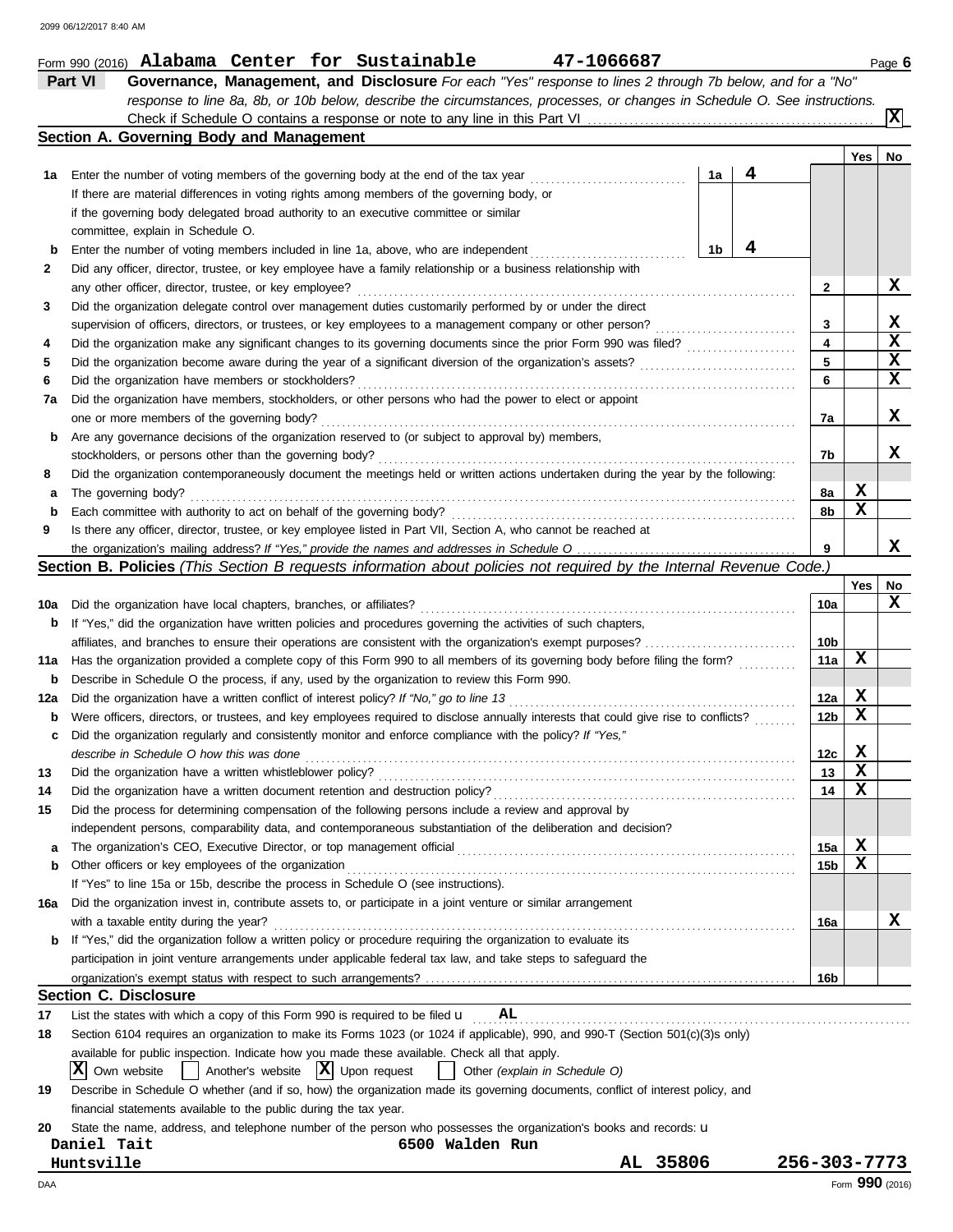Form 990 (2016) **Alabama Center for Sustainable** **47-1066687** Page **6**

## Part VI Governance, Management, and Disclosure

*For each "Yes" response to lines 2 through 7b below, and for a "No" response to line 8a, 8b, or 10b below, describe the circumstances, processes, or changes in Schedule O. See instructions.*

Check if Schedule O contains a response or note to any line in this Part VI ..... [X]

### Section A. Governing Body and Management

| | | | | Yes | No |
|---|---|---|---|---|---|
| **1a** | Enter the number of voting members of the governing body at the end of the tax year ..... **1a** **4** If there are material differences in voting rights among members of the governing body, or if the governing body delegated broad authority to an executive committee or similar committee, explain in Schedule O. | | | | |
| **b** | Enter the number of voting members included in line 1a, above, who are independent ..... **1b** **4** | | | | |
| **2** | Did any officer, director, trustee, or key employee have a family relationship or a business relationship with any other officer, director, trustee, or key employee? | | **2** | | X |
| **3** | Did the organization delegate control over management duties customarily performed by or under the direct supervision of officers, directors, or trustees, or key employees to a management company or other person? | | **3** | | X |
| **4** | Did the organization make any significant changes to its governing documents since the prior Form 990 was filed? | | **4** | | X |
| **5** | Did the organization become aware during the year of a significant diversion of the organization's assets? | | **5** | | X |
| **6** | Did the organization have members or stockholders? | | **6** | | X |
| **7a** | Did the organization have members, stockholders, or other persons who had the power to elect or appoint one or more members of the governing body? | | **7a** | | X |
| **b** | Are any governance decisions of the organization reserved to (or subject to approval by) members, stockholders, or persons other than the governing body? | | **7b** | | X |
| **8** | Did the organization contemporaneously document the meetings held or written actions undertaken during the year by the following: | | | | |
| **a** | The governing body? | | **8a** | X | |
| **b** | Each committee with authority to act on behalf of the governing body? | | **8b** | X | |
| **9** | Is there any officer, director, trustee, or key employee listed in Part VII, Section A, who cannot be reached at the organization's mailing address? *If "Yes," provide the names and addresses in Schedule O* | | **9** | | X |

### Section B. Policies *(This Section B requests information about policies not required by the Internal Revenue Code.)*

| | | | Yes | No |
|---|---|---|---|---|
| **10a** | Did the organization have local chapters, branches, or affiliates? | **10a** | | X |
| **b** | If "Yes," did the organization have written policies and procedures governing the activities of such chapters, affiliates, and branches to ensure their operations are consistent with the organization's exempt purposes? | **10b** | | |
| **11a** | Has the organization provided a complete copy of this Form 990 to all members of its governing body before filing the form? | **11a** | X | |
| **b** | Describe in Schedule O the process, if any, used by the organization to review this Form 990. | | | |
| **12a** | Did the organization have a written conflict of interest policy? *If "No," go to line 13* | **12a** | X | |
| **b** | Were officers, directors, or trustees, and key employees required to disclose annually interests that could give rise to conflicts? | **12b** | X | |
| **c** | Did the organization regularly and consistently monitor and enforce compliance with the policy? *If "Yes," describe in Schedule O how this was done* | **12c** | X | |
| **13** | Did the organization have a written whistleblower policy? | **13** | X | |
| **14** | Did the organization have a written document retention and destruction policy? | **14** | X | |
| **15** | Did the process for determining compensation of the following persons include a review and approval by independent persons, comparability data, and contemporaneous substantiation of the deliberation and decision? | | | |
| **a** | The organization's CEO, Executive Director, or top management official | **15a** | X | |
| **b** | Other officers or key employees of the organization | **15b** | X | |
| | If "Yes" to line 15a or 15b, describe the process in Schedule O (see instructions). | | | |
| **16a** | Did the organization invest in, contribute assets to, or participate in a joint venture or similar arrangement with a taxable entity during the year? | **16a** | | X |
| **b** | If "Yes," did the organization follow a written policy or procedure requiring the organization to evaluate its participation in joint venture arrangements under applicable federal tax law, and take steps to safeguard the organization's exempt status with respect to such arrangements? | **16b** | | |

### Section C. Disclosure

**17** List the states with which a copy of this Form 990 is required to be filed u **AL**

**18** Section 6104 requires an organization to make its Forms 1023 (or 1024 if applicable), 990, and 990-T (Section 501(c)(3)s only) available for public inspection. Indicate how you made these available. Check all that apply.

[X] Own website [ ] Another's website [X] Upon request [ ] Other *(explain in Schedule O)*

**19** Describe in Schedule O whether (and if so, how) the organization made its governing documents, conflict of interest policy, and financial statements available to the public during the tax year.

**20** State the name, address, and telephone number of the person who possesses the organization's books and records: u

**Daniel Tait** **6500 Walden Run**
**Huntsville** **AL 35806** **256-303-7773**

DAA Form **990** (2016)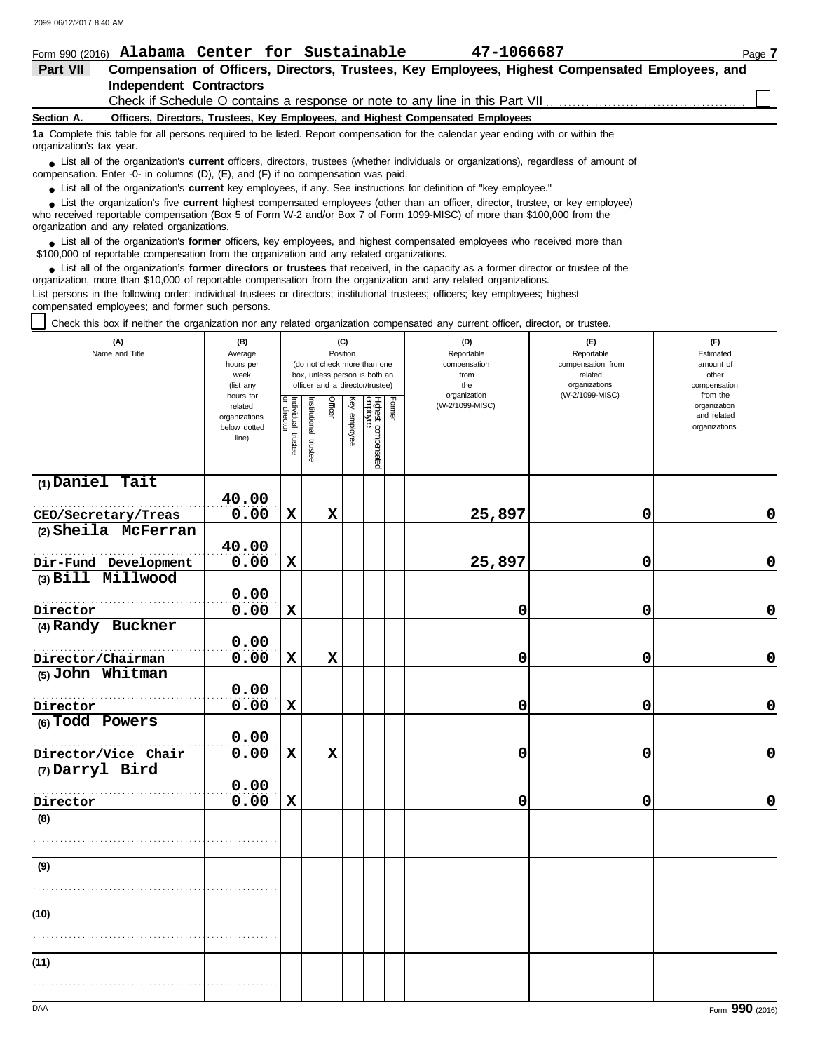Form 990 (2016) **Alabama Center for Sustainable** **47-1066687** Page **7**

## Part VII Compensation of Officers, Directors, Trustees, Key Employees, Highest Compensated Employees, and Independent Contractors

Check if Schedule O contains a response or note to any line in this Part VII ☐

### Section A. Officers, Directors, Trustees, Key Employees, and Highest Compensated Employees

**1a** Complete this table for all persons required to be listed. Report compensation for the calendar year ending with or within the organization's tax year.

- List all of the organization's **current** officers, directors, trustees (whether individuals or organizations), regardless of amount of compensation. Enter -0- in columns (D), (E), and (F) if no compensation was paid.
- List all of the organization's **current** key employees, if any. See instructions for definition of "key employee."
- List the organization's five **current** highest compensated employees (other than an officer, director, trustee, or key employee) who received reportable compensation (Box 5 of Form W-2 and/or Box 7 of Form 1099-MISC) of more than $100,000 from the organization and any related organizations.
- List all of the organization's **former** officers, key employees, and highest compensated employees who received more than $100,000 of reportable compensation from the organization and any related organizations.
- List all of the organization's **former directors or trustees** that received, in the capacity as a former director or trustee of the organization, more than $10,000 of reportable compensation from the organization and any related organizations.

List persons in the following order: individual trustees or directors; institutional trustees; officers; key employees; highest compensated employees; and former such persons.

☐ Check this box if neither the organization nor any related organization compensated any current officer, director, or trustee.

| (A) Name and Title | (B) Average hours per week (list any hours for related organizations below dotted line) | (C) Position (do not check more than one box, unless person is both an officer and a director/trustee): Individual trustee or director | Institutional trustee | Officer | Key employee | Highest compensated employee | Former | (D) Reportable compensation from the organization (W-2/1099-MISC) | (E) Reportable compensation from related organizations (W-2/1099-MISC) | (F) Estimated amount of other compensation from the organization and related organizations |
|---|---|---|---|---|---|---|---|---|---|---|
| (1) Daniel Tait<br>CEO/Secretary/Treas | 40.00<br>0.00 | X | | X | | | | 25,897 | 0 | 0 |
| (2) Sheila McFerran<br>Dir-Fund Development | 40.00<br>0.00 | X | | | | | | 25,897 | 0 | 0 |
| (3) Bill Millwood<br>Director | 0.00<br>0.00 | X | | | | | | 0 | 0 | 0 |
| (4) Randy Buckner<br>Director/Chairman | 0.00<br>0.00 | X | | X | | | | 0 | 0 | 0 |
| (5) John Whitman<br>Director | 0.00<br>0.00 | X | | | | | | 0 | 0 | 0 |
| (6) Todd Powers<br>Director/Vice Chair | 0.00<br>0.00 | X | | X | | | | 0 | 0 | 0 |
| (7) Darryl Bird<br>Director | 0.00<br>0.00 | X | | | | | | 0 | 0 | 0 |
| (8) | | | | | | | | | | |
| (9) | | | | | | | | | | |
| (10) | | | | | | | | | | |
| (11) | | | | | | | | | | |

Form **990** (2016)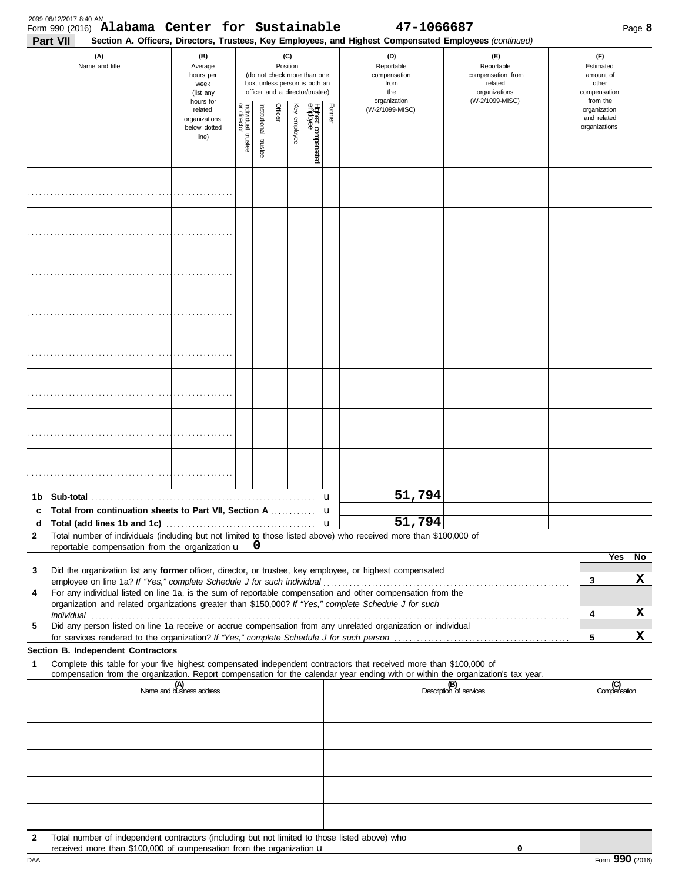2099 06/12/2017 8:40 AM

Form 990 (2016) **Alabama Center for Sustainable** **47-1066687** Page **8**

**Part VII** **Section A. Officers, Directors, Trustees, Key Employees, and Highest Compensated Employees** *(continued)*

| (A) Name and title | (B) Average hours per week (list any hours for related organizations below dotted line) | (C) Position (do not check more than one box, unless person is both an officer and a director/trustee) | | | | | | (D) Reportable compensation from the organization (W-2/1099-MISC) | (E) Reportable compensation from related organizations (W-2/1099-MISC) | (F) Estimated amount of other compensation from the organization and related organizations |
|---|---|---|---|---|---|---|---|---|---|---|
| | | Individual trustee or director | Institutional trustee | Officer | Key employee | Highest compensated employee | Former | | | |
| | | | | | | | | | | |
| | | | | | | | | | | |
| | | | | | | | | | | |
| | | | | | | | | | | |
| | | | | | | | | | | |
| | | | | | | | | | | |
| | | | | | | | | | | |
| | | | | | | | | | | |

**1b Sub-total** ........ u **51,794**

**c Total from continuation sheets to Part VII, Section A** ........ u

**d Total (add lines 1b and 1c)** ........ u **51,794**

**2** Total number of individuals (including but not limited to those listed above) who received more than $100,000 of reportable compensation from the organization u **0**

| | | | Yes | No |
|---|---|---|---|---|
| **3** | Did the organization list any **former** officer, director, or trustee, key employee, or highest compensated employee on line 1a? *If "Yes," complete Schedule J for such individual* | 3 | | X |
| **4** | For any individual listed on line 1a, is the sum of reportable compensation and other compensation from the organization and related organizations greater than $150,000? *If "Yes," complete Schedule J for such individual* | 4 | | X |
| **5** | Did any person listed on line 1a receive or accrue compensation from any unrelated organization or individual for services rendered to the organization? *If "Yes," complete Schedule J for such person* | 5 | | X |

**Section B. Independent Contractors**

**1** Complete this table for your five highest compensated independent contractors that received more than $100,000 of compensation from the organization. Report compensation for the calendar year ending with or within the organization's tax year.

| (A) Name and business address | (B) Description of services | (C) Compensation |
|---|---|---|
| | | |
| | | |
| | | |
| | | |
| | | |

**2** Total number of independent contractors (including but not limited to those listed above) who received more than $100,000 of compensation from the organization u **0**

DAA Form **990** (2016)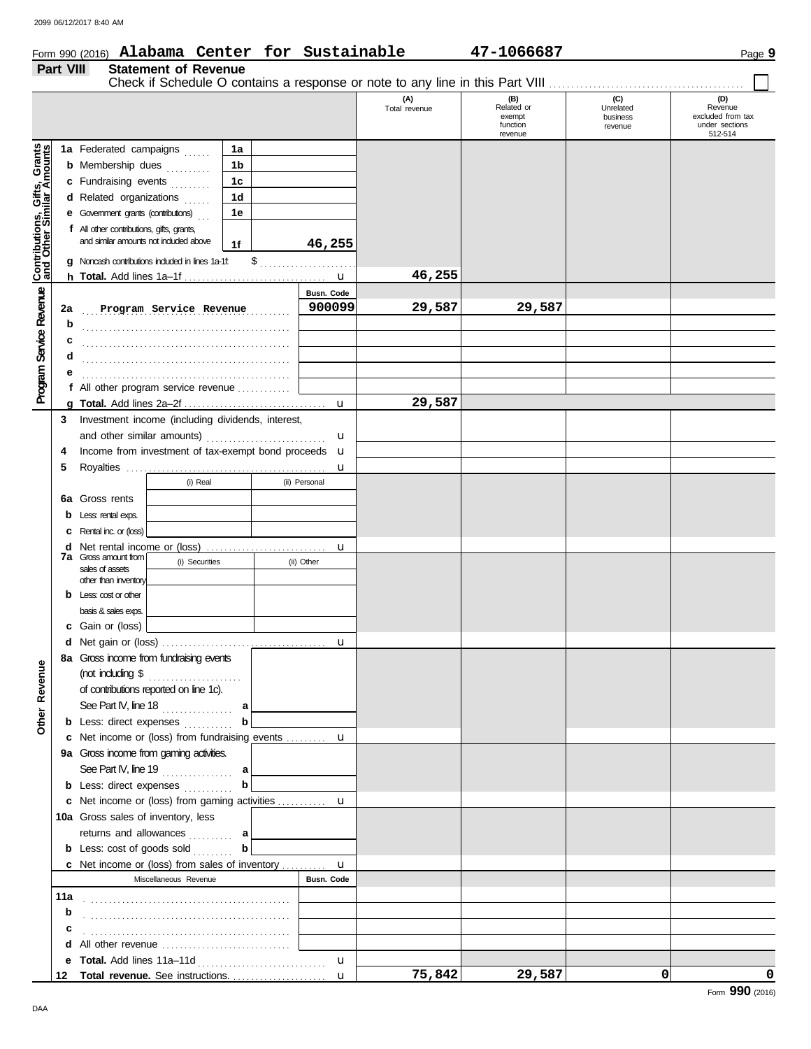Form 990 (2016) **Alabama Center for Sustainable** **47-1066687**

## Part VIII Statement of Revenue

Check if Schedule O contains a response or note to any line in this Part VIII ☐

| | | | (A) Total revenue | (B) Related or exempt function revenue | (C) Unrelated business revenue | (D) Revenue excluded from tax under sections 512-514 |
|---|---|---|---|---|---|---|
| **Contributions, Gifts, Grants and Other Similar Amounts** | 1a Federated campaigns | 1a | | | | |
| | b Membership dues | 1b | | | | |
| | c Fundraising events | 1c | | | | |
| | d Related organizations | 1d | | | | |
| | e Government grants (contributions) | 1e | | | | |
| | f All other contributions, gifts, grants, and similar amounts not included above | 1f 46,255 | | | | |
| | g Noncash contributions included in lines 1a-1f: $ | | | | | |
| | h **Total.** Add lines 1a–1f | | 46,255 | | | |
| **Program Service Revenue** | | Busn. Code | | | | |
| | 2a Program Service Revenue | 900099 | 29,587 | 29,587 | | |
| | b | | | | | |
| | c | | | | | |
| | d | | | | | |
| | e | | | | | |
| | f All other program service revenue | | | | | |
| | g **Total.** Add lines 2a–2f | | 29,587 | | | |
| **Other Revenue** | 3 Investment income (including dividends, interest, and other similar amounts) | | | | | |
| | 4 Income from investment of tax-exempt bond proceeds | | | | | |
| | 5 Royalties | | | | | |
| | | (i) Real / (ii) Personal | | | | |
| | 6a Gross rents | | | | | |
| | b Less: rental exps. | | | | | |
| | c Rental inc. or (loss) | | | | | |
| | d Net rental income or (loss) | | | | | |
| | 7a Gross amount from sales of assets other than inventory | (i) Securities / (ii) Other | | | | |
| | b Less: cost or other basis & sales exps. | | | | | |
| | c Gain or (loss) | | | | | |
| | d Net gain or (loss) | | | | | |
| | 8a Gross income from fundraising events (not including $ of contributions reported on line 1c). See Part IV, line 18 | a | | | | |
| | b Less: direct expenses | b | | | | |
| | c Net income or (loss) from fundraising events | | | | | |
| | 9a Gross income from gaming activities. See Part IV, line 19 | a | | | | |
| | b Less: direct expenses | b | | | | |
| | c Net income or (loss) from gaming activities | | | | | |
| | 10a Gross sales of inventory, less returns and allowances | a | | | | |
| | b Less: cost of goods sold | b | | | | |
| | c Net income or (loss) from sales of inventory | | | | | |
| | Miscellaneous Revenue | Busn. Code | | | | |
| | 11a | | | | | |
| | b | | | | | |
| | c | | | | | |
| | d All other revenue | | | | | |
| | e **Total.** Add lines 11a–11d | | | | | |
| | 12 **Total revenue.** See instructions. | | 75,842 | 29,587 | 0 | 0 |

Form **990** (2016)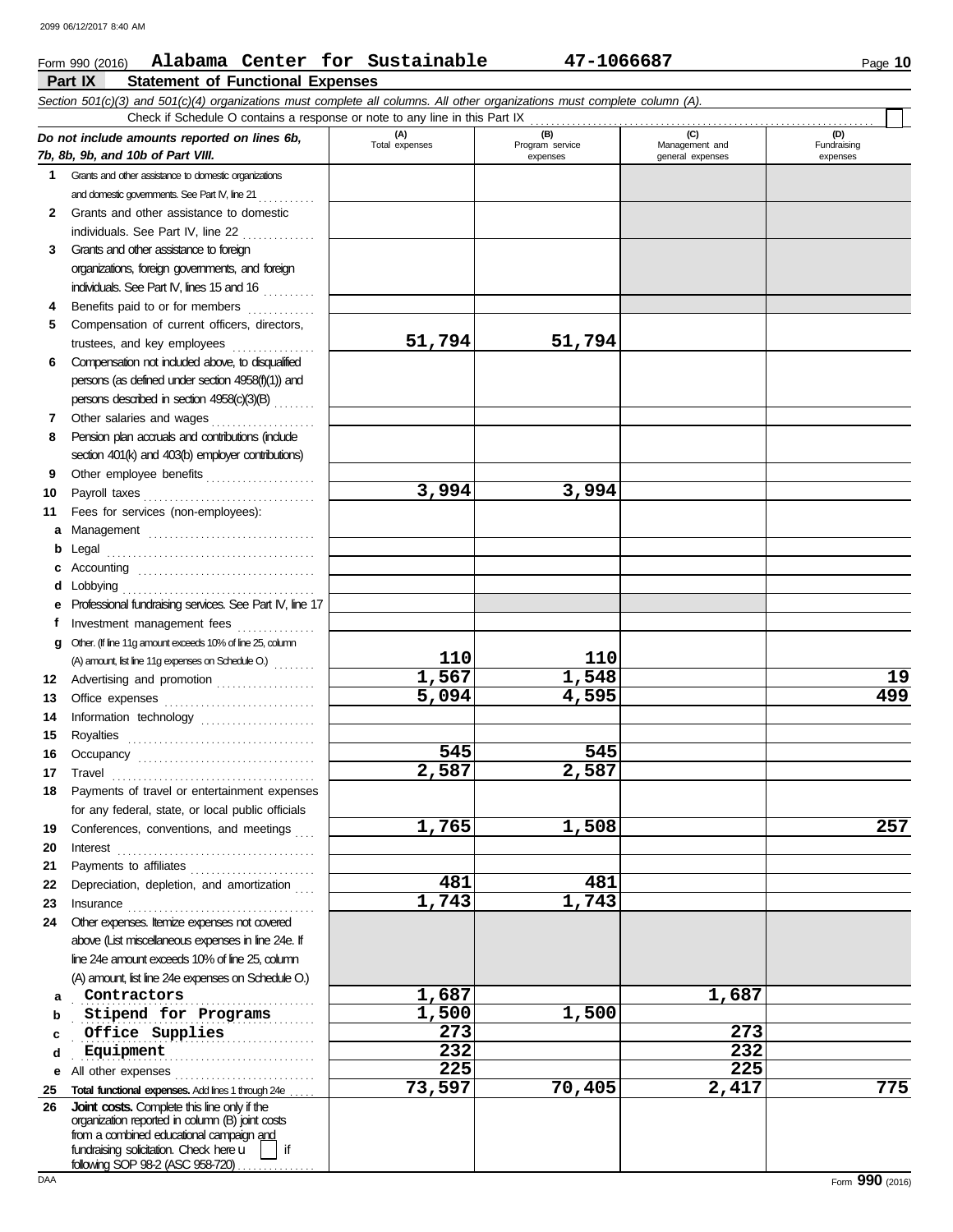Form 990 (2016) **Alabama Center for Sustainable** **47-1066687**

## Part IX Statement of Functional Expenses

*Section 501(c)(3) and 501(c)(4) organizations must complete all columns. All other organizations must complete column (A).*

Check if Schedule O contains a response or note to any line in this Part IX

| *Do not include amounts reported on lines 6b, 7b, 8b, 9b, and 10b of Part VIII.* | (A) Total expenses | (B) Program service expenses | (C) Management and general expenses | (D) Fundraising expenses |
|---|---|---|---|---|
| 1 Grants and other assistance to domestic organizations and domestic governments. See Part IV, line 21 | | | | |
| 2 Grants and other assistance to domestic individuals. See Part IV, line 22 | | | | |
| 3 Grants and other assistance to foreign organizations, foreign governments, and foreign individuals. See Part IV, lines 15 and 16 | | | | |
| 4 Benefits paid to or for members | | | | |
| 5 Compensation of current officers, directors, trustees, and key employees | 51,794 | 51,794 | | |
| 6 Compensation not included above, to disqualified persons (as defined under section 4958(f)(1)) and persons described in section 4958(c)(3)(B) | | | | |
| 7 Other salaries and wages | | | | |
| 8 Pension plan accruals and contributions (include section 401(k) and 403(b) employer contributions) | | | | |
| 9 Other employee benefits | | | | |
| 10 Payroll taxes | 3,994 | 3,994 | | |
| 11 Fees for services (non-employees): | | | | |
| a Management | | | | |
| b Legal | | | | |
| c Accounting | | | | |
| d Lobbying | | | | |
| e Professional fundraising services. See Part IV, line 17 | | | | |
| f Investment management fees | | | | |
| g Other. (If line 11g amount exceeds 10% of line 25, column (A) amount, list line 11g expenses on Schedule O.) | 110 | 110 | | |
| 12 Advertising and promotion | 1,567 | 1,548 | | 19 |
| 13 Office expenses | 5,094 | 4,595 | | 499 |
| 14 Information technology | | | | |
| 15 Royalties | | | | |
| 16 Occupancy | 545 | 545 | | |
| 17 Travel | 2,587 | 2,587 | | |
| 18 Payments of travel or entertainment expenses for any federal, state, or local public officials | | | | |
| 19 Conferences, conventions, and meetings | 1,765 | 1,508 | | 257 |
| 20 Interest | | | | |
| 21 Payments to affiliates | | | | |
| 22 Depreciation, depletion, and amortization | 481 | 481 | | |
| 23 Insurance | 1,743 | 1,743 | | |
| 24 Other expenses. Itemize expenses not covered above (List miscellaneous expenses in line 24e. If line 24e amount exceeds 10% of line 25, column (A) amount, list line 24e expenses on Schedule O.) | | | | |
| a Contractors | 1,687 | | 1,687 | |
| b Stipend for Programs | 1,500 | 1,500 | | |
| c Office Supplies | 273 | | 273 | |
| d Equipment | 232 | | 232 | |
| e All other expenses | 225 | | 225 | |
| 25 **Total functional expenses.** Add lines 1 through 24e | 73,597 | 70,405 | 2,417 | 775 |
| 26 **Joint costs.** Complete this line only if the organization reported in column (B) joint costs from a combined educational campaign and fundraising solicitation. Check here ▶ ☐ if following SOP 98-2 (ASC 958-720) | | | | |

Form **990** (2016)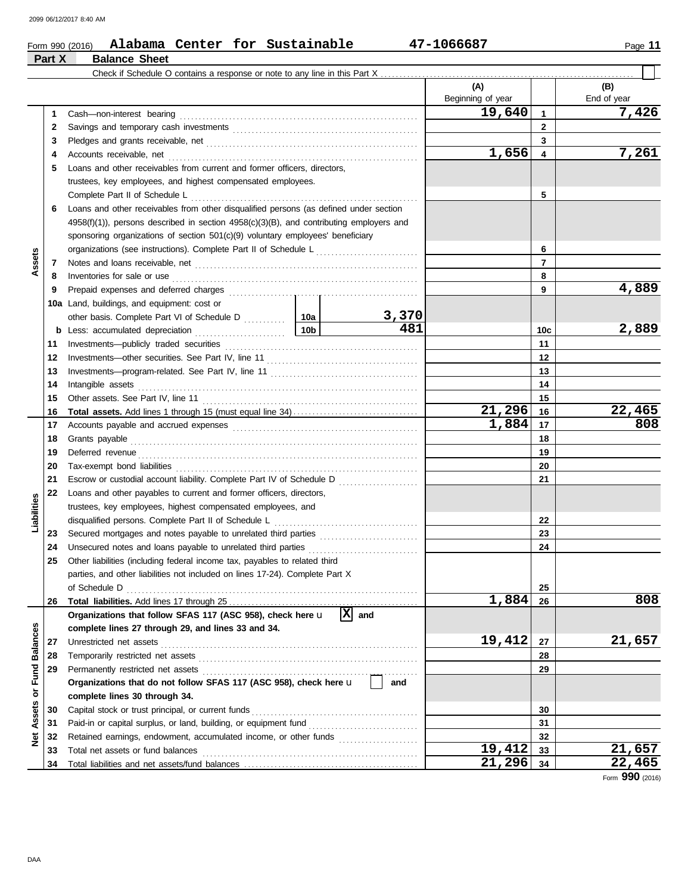Form 990 (2016) **Alabama Center for Sustainable** **47-1066687**

## Part X Balance Sheet

Check if Schedule O contains a response or note to any line in this Part X ☐

| | | | | (A) Beginning of year | | (B) End of year |
|---|---|---|---|---|---|---|
| **Assets** | 1 | Cash—non-interest bearing | | 19,640 | 1 | 7,426 |
| | 2 | Savings and temporary cash investments | | | 2 | |
| | 3 | Pledges and grants receivable, net | | | 3 | |
| | 4 | Accounts receivable, net | | 1,656 | 4 | 7,261 |
| | 5 | Loans and other receivables from current and former officers, directors, trustees, key employees, and highest compensated employees. Complete Part II of Schedule L | | | 5 | |
| | 6 | Loans and other receivables from other disqualified persons (as defined under section 4958(f)(1)), persons described in section 4958(c)(3)(B), and contributing employers and sponsoring organizations of section 501(c)(9) voluntary employees' beneficiary organizations (see instructions). Complete Part II of Schedule L | | | 6 | |
| | 7 | Notes and loans receivable, net | | | 7 | |
| | 8 | Inventories for sale or use | | | 8 | |
| | 9 | Prepaid expenses and deferred charges | | | 9 | 4,889 |
| | 10a | Land, buildings, and equipment: cost or other basis. Complete Part VI of Schedule D | 10a 3,370 | | | |
| | b | Less: accumulated depreciation | 10b 481 | | 10c | 2,889 |
| | 11 | Investments—publicly traded securities | | | 11 | |
| | 12 | Investments—other securities. See Part IV, line 11 | | | 12 | |
| | 13 | Investments—program-related. See Part IV, line 11 | | | 13 | |
| | 14 | Intangible assets | | | 14 | |
| | 15 | Other assets. See Part IV, line 11 | | | 15 | |
| | 16 | **Total assets.** Add lines 1 through 15 (must equal line 34) | | 21,296 | 16 | 22,465 |
| **Liabilities** | 17 | Accounts payable and accrued expenses | | 1,884 | 17 | 808 |
| | 18 | Grants payable | | | 18 | |
| | 19 | Deferred revenue | | | 19 | |
| | 20 | Tax-exempt bond liabilities | | | 20 | |
| | 21 | Escrow or custodial account liability. Complete Part IV of Schedule D | | | 21 | |
| | 22 | Loans and other payables to current and former officers, directors, trustees, key employees, highest compensated employees, and disqualified persons. Complete Part II of Schedule L | | | 22 | |
| | 23 | Secured mortgages and notes payable to unrelated third parties | | | 23 | |
| | 24 | Unsecured notes and loans payable to unrelated third parties | | | 24 | |
| | 25 | Other liabilities (including federal income tax, payables to related third parties, and other liabilities not included on lines 17-24). Complete Part X of Schedule D | | | 25 | |
| | 26 | **Total liabilities.** Add lines 17 through 25 | | 1,884 | 26 | 808 |
| **Net Assets or Fund Balances** | | **Organizations that follow SFAS 117 (ASC 958), check here** ☒ **and complete lines 27 through 29, and lines 33 and 34.** | | | | |
| | 27 | Unrestricted net assets | | 19,412 | 27 | 21,657 |
| | 28 | Temporarily restricted net assets | | | 28 | |
| | 29 | Permanently restricted net assets | | | 29 | |
| | | **Organizations that do not follow SFAS 117 (ASC 958), check here** ☐ **and complete lines 30 through 34.** | | | | |
| | 30 | Capital stock or trust principal, or current funds | | | 30 | |
| | 31 | Paid-in or capital surplus, or land, building, or equipment fund | | | 31 | |
| | 32 | Retained earnings, endowment, accumulated income, or other funds | | | 32 | |
| | 33 | Total net assets or fund balances | | 19,412 | 33 | 21,657 |
| | 34 | Total liabilities and net assets/fund balances | | 21,296 | 34 | 22,465 |

Form **990** (2016)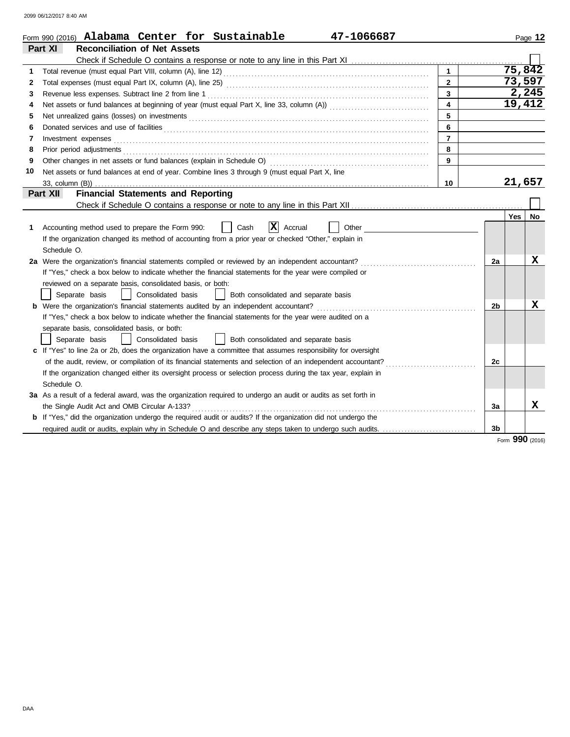2099 06/12/2017 8:40 AM

Form 990 (2016) **Alabama Center for Sustainable** **47-1066687**

## Part XI Reconciliation of Net Assets

Check if Schedule O contains a response or note to any line in this Part XI ☐

| | | | |
|---|---|---|---|
| 1 | Total revenue (must equal Part VIII, column (A), line 12) | 1 | 75,842 |
| 2 | Total expenses (must equal Part IX, column (A), line 25) | 2 | 73,597 |
| 3 | Revenue less expenses. Subtract line 2 from line 1 | 3 | 2,245 |
| 4 | Net assets or fund balances at beginning of year (must equal Part X, line 33, column (A)) | 4 | 19,412 |
| 5 | Net unrealized gains (losses) on investments | 5 | |
| 6 | Donated services and use of facilities | 6 | |
| 7 | Investment expenses | 7 | |
| 8 | Prior period adjustments | 8 | |
| 9 | Other changes in net assets or fund balances (explain in Schedule O) | 9 | |
| 10 | Net assets or fund balances at end of year. Combine lines 3 through 9 (must equal Part X, line 33, column (B)) | 10 | 21,657 |

## Part XII Financial Statements and Reporting

Check if Schedule O contains a response or note to any line in this Part XII ☐

| | | | Yes | No |
|---|---|---|---|---|
| 1 | Accounting method used to prepare the Form 990: ☐ Cash ☒ Accrual ☐ Other<br>If the organization changed its method of accounting from a prior year or checked "Other," explain in Schedule O. | | | |
| 2a | Were the organization's financial statements compiled or reviewed by an independent accountant?<br>If "Yes," check a box below to indicate whether the financial statements for the year were compiled or reviewed on a separate basis, consolidated basis, or both:<br>☐ Separate basis ☐ Consolidated basis ☐ Both consolidated and separate basis | 2a | | X |
| b | Were the organization's financial statements audited by an independent accountant?<br>If "Yes," check a box below to indicate whether the financial statements for the year were audited on a separate basis, consolidated basis, or both:<br>☐ Separate basis ☐ Consolidated basis ☐ Both consolidated and separate basis | 2b | | X |
| c | If "Yes" to line 2a or 2b, does the organization have a committee that assumes responsibility for oversight of the audit, review, or compilation of its financial statements and selection of an independent accountant?<br>If the organization changed either its oversight process or selection process during the tax year, explain in Schedule O. | 2c | | |
| 3a | As a result of a federal award, was the organization required to undergo an audit or audits as set forth in the Single Audit Act and OMB Circular A-133? | 3a | | X |
| b | If "Yes," did the organization undergo the required audit or audits? If the organization did not undergo the required audit or audits, explain why in Schedule O and describe any steps taken to undergo such audits. | 3b | | |

Form **990** (2016)

DAA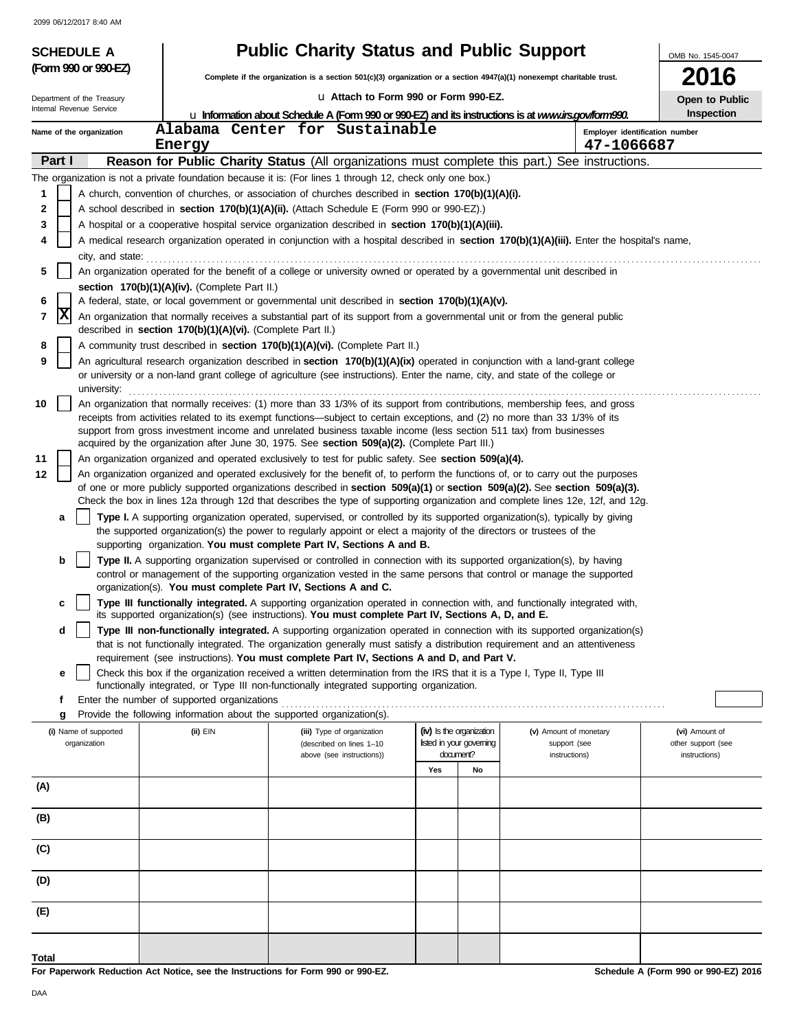2099 06/12/2017 8:40 AM

# SCHEDULE A (Form 990 or 990-EZ)

Department of the Treasury
Internal Revenue Service

## Public Charity Status and Public Support

**Complete if the organization is a section 501(c)(3) organization or a section 4947(a)(1) nonexempt charitable trust.**

u **Attach to Form 990 or Form 990-EZ.**

u **Information about Schedule A (Form 990 or 990-EZ) and its instructions is at** ***www.irs.gov/form990.***

OMB No. 1545-0047

**2016**

**Open to Public Inspection**

Name of the organization: Alabama Center for Sustainable Energy

Employer identification number: 47-1066687

**Part I** **Reason for Public Charity Status** (All organizations must complete this part.) See instructions.

The organization is not a private foundation because it is: (For lines 1 through 12, check only one box.)

1 [ ] A church, convention of churches, or association of churches described in **section 170(b)(1)(A)(i).**

2 [ ] A school described in **section 170(b)(1)(A)(ii).** (Attach Schedule E (Form 990 or 990-EZ).)

3 [ ] A hospital or a cooperative hospital service organization described in **section 170(b)(1)(A)(iii).**

4 [ ] A medical research organization operated in conjunction with a hospital described in **section 170(b)(1)(A)(iii).** Enter the hospital's name, city, and state:

5 [ ] An organization operated for the benefit of a college or university owned or operated by a governmental unit described in **section 170(b)(1)(A)(iv).** (Complete Part II.)

6 [ ] A federal, state, or local government or governmental unit described in **section 170(b)(1)(A)(v).**

7 [X] An organization that normally receives a substantial part of its support from a governmental unit or from the general public described in **section 170(b)(1)(A)(vi).** (Complete Part II.)

8 [ ] A community trust described in **section 170(b)(1)(A)(vi).** (Complete Part II.)

9 [ ] An agricultural research organization described in **section 170(b)(1)(A)(ix)** operated in conjunction with a land-grant college or university or a non-land grant college of agriculture (see instructions). Enter the name, city, and state of the college or university:

10 [ ] An organization that normally receives: (1) more than 33 1/3% of its support from contributions, membership fees, and gross receipts from activities related to its exempt functions—subject to certain exceptions, and (2) no more than 33 1/3% of its support from gross investment income and unrelated business taxable income (less section 511 tax) from businesses acquired by the organization after June 30, 1975. See **section 509(a)(2).** (Complete Part III.)

11 [ ] An organization organized and operated exclusively to test for public safety. See **section 509(a)(4).**

12 [ ] An organization organized and operated exclusively for the benefit of, to perform the functions of, or to carry out the purposes of one or more publicly supported organizations described in **section 509(a)(1)** or **section 509(a)(2).** See **section 509(a)(3).** Check the box in lines 12a through 12d that describes the type of supporting organization and complete lines 12e, 12f, and 12g.

a [ ] **Type I.** A supporting organization operated, supervised, or controlled by its supported organization(s), typically by giving the supported organization(s) the power to regularly appoint or elect a majority of the directors or trustees of the supporting organization. **You must complete Part IV, Sections A and B.**

b [ ] **Type II.** A supporting organization supervised or controlled in connection with its supported organization(s), by having control or management of the supporting organization vested in the same persons that control or manage the supported organization(s). **You must complete Part IV, Sections A and C.**

c [ ] **Type III functionally integrated.** A supporting organization operated in connection with, and functionally integrated with, its supported organization(s) (see instructions). **You must complete Part IV, Sections A, D, and E.**

d [ ] **Type III non-functionally integrated.** A supporting organization operated in connection with its supported organization(s) that is not functionally integrated. The organization generally must satisfy a distribution requirement and an attentiveness requirement (see instructions). **You must complete Part IV, Sections A and D, and Part V.**

e [ ] Check this box if the organization received a written determination from the IRS that it is a Type I, Type II, Type III functionally integrated, or Type III non-functionally integrated supporting organization.

f Enter the number of supported organizations

g Provide the following information about the supported organization(s).

| (i) Name of supported organization | (ii) EIN | (iii) Type of organization (described on lines 1–10 above (see instructions)) | (iv) Is the organization listed in your governing document? Yes | No | (v) Amount of monetary support (see instructions) | (vi) Amount of other support (see instructions) |
|---|---|---|---|---|---|---|
| (A) | | | | | | |
| (B) | | | | | | |
| (C) | | | | | | |
| (D) | | | | | | |
| (E) | | | | | | |
| **Total** | | | | | | |

**For Paperwork Reduction Act Notice, see the Instructions for Form 990 or 990-EZ.** **Schedule A (Form 990 or 990-EZ) 2016**

DAA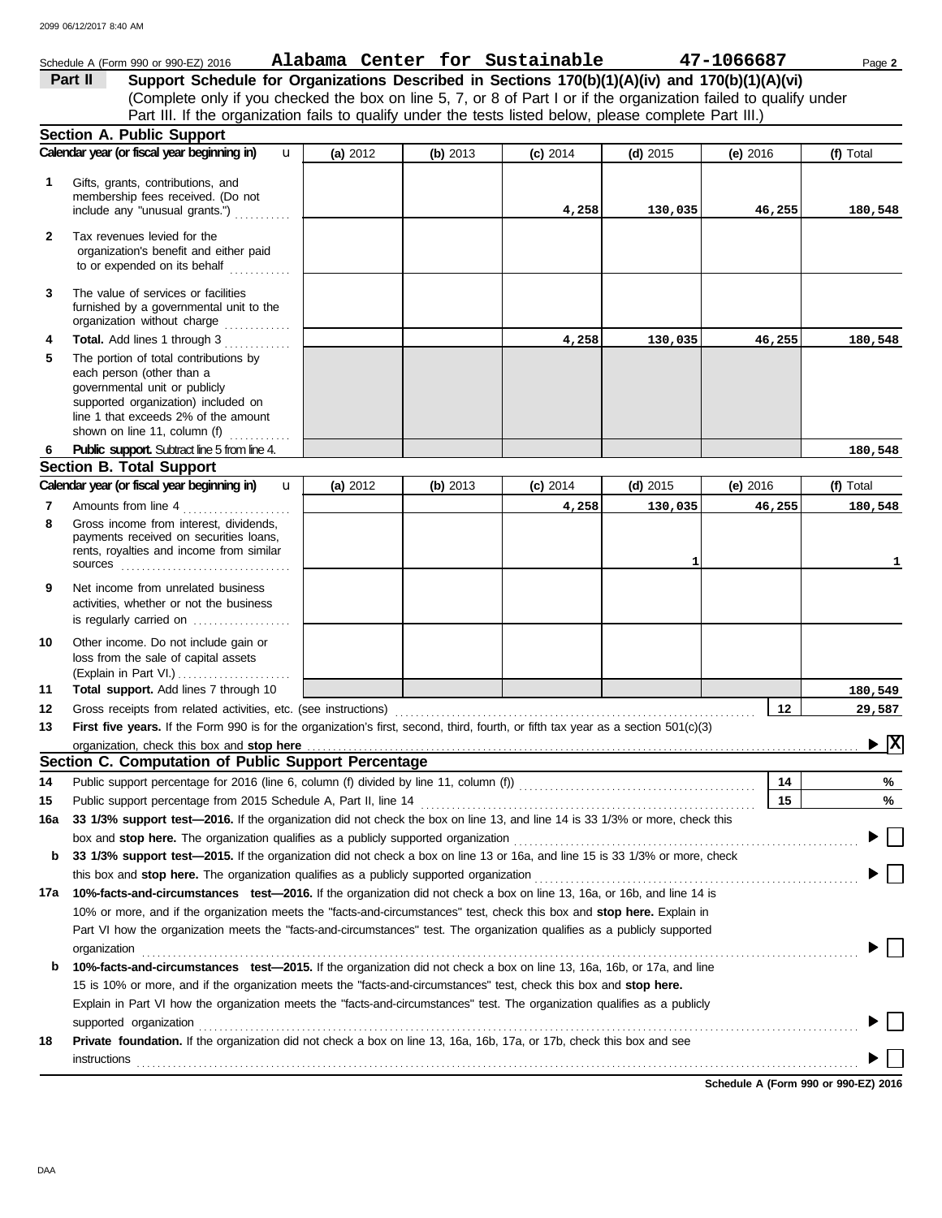Schedule A (Form 990 or 990-EZ) 2016 **Alabama Center for Sustainable** **47-1066687** Page **2**

## Part II — Support Schedule for Organizations Described in Sections 170(b)(1)(A)(iv) and 170(b)(1)(A)(vi)

(Complete only if you checked the box on line 5, 7, or 8 of Part I or if the organization failed to qualify under Part III. If the organization fails to qualify under the tests listed below, please complete Part III.)

### Section A. Public Support

| | Calendar year (or fiscal year beginning in) | (a) 2012 | (b) 2013 | (c) 2014 | (d) 2015 | (e) 2016 | (f) Total |
|---|---|---|---|---|---|---|---|
| 1 | Gifts, grants, contributions, and membership fees received. (Do not include any "unusual grants.") | | | 4,258 | 130,035 | 46,255 | 180,548 |
| 2 | Tax revenues levied for the organization's benefit and either paid to or expended on its behalf | | | | | | |
| 3 | The value of services or facilities furnished by a governmental unit to the organization without charge | | | | | | |
| 4 | **Total.** Add lines 1 through 3 | | | 4,258 | 130,035 | 46,255 | 180,548 |
| 5 | The portion of total contributions by each person (other than a governmental unit or publicly supported organization) included on line 1 that exceeds 2% of the amount shown on line 11, column (f) | | | | | | |
| 6 | **Public support.** Subtract line 5 from line 4. | | | | | | 180,548 |

### Section B. Total Support

| | Calendar year (or fiscal year beginning in) | (a) 2012 | (b) 2013 | (c) 2014 | (d) 2015 | (e) 2016 | (f) Total |
|---|---|---|---|---|---|---|---|
| 7 | Amounts from line 4 | | | 4,258 | 130,035 | 46,255 | 180,548 |
| 8 | Gross income from interest, dividends, payments received on securities loans, rents, royalties and income from similar sources | | | | 1 | | 1 |
| 9 | Net income from unrelated business activities, whether or not the business is regularly carried on | | | | | | |
| 10 | Other income. Do not include gain or loss from the sale of capital assets (Explain in Part VI.) | | | | | | |
| 11 | **Total support.** Add lines 7 through 10 | | | | | | 180,549 |

**12** Gross receipts from related activities, etc. (see instructions) — **12** — 29,587

**13** **First five years.** If the Form 990 is for the organization's first, second, third, fourth, or fifth tax year as a section 501(c)(3) organization, check this box and **stop here** ▶ [X]

### Section C. Computation of Public Support Percentage

**14** Public support percentage for 2016 (line 6, column (f) divided by line 11, column (f)) — **14** — %

**15** Public support percentage from 2015 Schedule A, Part II, line 14 — **15** — %

**16a** **33 1/3% support test—2016.** If the organization did not check the box on line 13, and line 14 is 33 1/3% or more, check this box and **stop here.** The organization qualifies as a publicly supported organization ▶ [ ]

**b** **33 1/3% support test—2015.** If the organization did not check a box on line 13 or 16a, and line 15 is 33 1/3% or more, check this box and **stop here.** The organization qualifies as a publicly supported organization ▶ [ ]

**17a** **10%-facts-and-circumstances test—2016.** If the organization did not check a box on line 13, 16a, or 16b, and line 14 is 10% or more, and if the organization meets the "facts-and-circumstances" test, check this box and **stop here.** Explain in Part VI how the organization meets the "facts-and-circumstances" test. The organization qualifies as a publicly supported organization ▶ [ ]

**b** **10%-facts-and-circumstances test—2015.** If the organization did not check a box on line 13, 16a, 16b, or 17a, and line 15 is 10% or more, and if the organization meets the "facts-and-circumstances" test, check this box and **stop here.** Explain in Part VI how the organization meets the "facts-and-circumstances" test. The organization qualifies as a publicly supported organization ▶ [ ]

**18** **Private foundation.** If the organization did not check a box on line 13, 16a, 16b, 17a, or 17b, check this box and see instructions ▶ [ ]

**Schedule A (Form 990 or 990-EZ) 2016**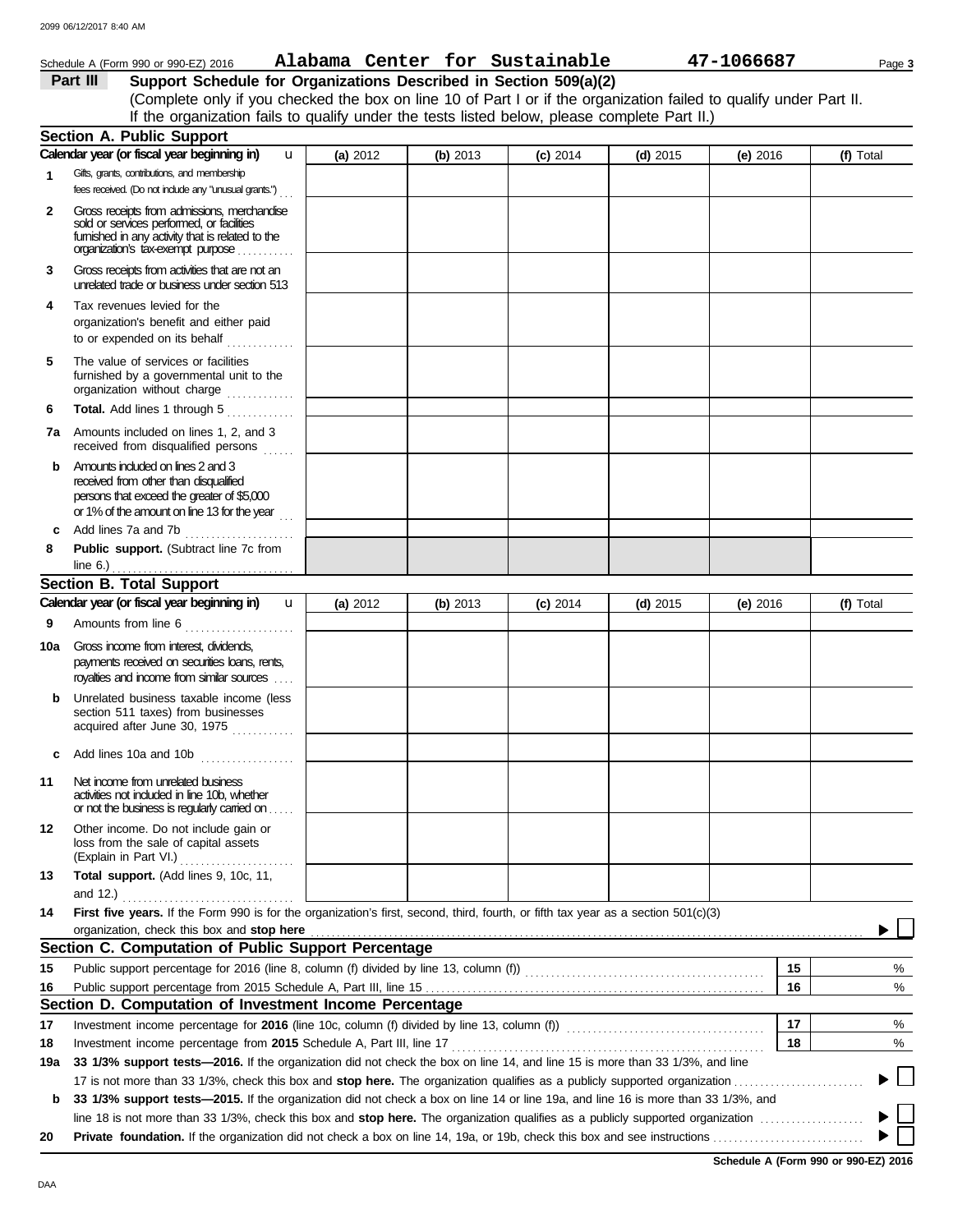Schedule A (Form 990 or 990-EZ) 2016 **Alabama Center for Sustainable** **47-1066687**

## Part III Support Schedule for Organizations Described in Section 509(a)(2)

(Complete only if you checked the box on line 10 of Part I or if the organization failed to qualify under Part II. If the organization fails to qualify under the tests listed below, please complete Part II.)

### Section A. Public Support

| Calendar year (or fiscal year beginning in) u | (a) 2012 | (b) 2013 | (c) 2014 | (d) 2015 | (e) 2016 | (f) Total |
|---|---|---|---|---|---|---|
| **1** Gifts, grants, contributions, and membership fees received. (Do not include any "unusual grants.") | | | | | | |
| **2** Gross receipts from admissions, merchandise sold or services performed, or facilities furnished in any activity that is related to the organization's tax-exempt purpose | | | | | | |
| **3** Gross receipts from activities that are not an unrelated trade or business under section 513 | | | | | | |
| **4** Tax revenues levied for the organization's benefit and either paid to or expended on its behalf | | | | | | |
| **5** The value of services or facilities furnished by a governmental unit to the organization without charge | | | | | | |
| **6** **Total.** Add lines 1 through 5 | | | | | | |
| **7a** Amounts included on lines 1, 2, and 3 received from disqualified persons | | | | | | |
| **b** Amounts included on lines 2 and 3 received from other than disqualified persons that exceed the greater of $5,000 or 1% of the amount on line 13 for the year | | | | | | |
| **c** Add lines 7a and 7b | | | | | | |
| **8** **Public support.** (Subtract line 7c from line 6.) | | | | | | |

### Section B. Total Support

| Calendar year (or fiscal year beginning in) u | (a) 2012 | (b) 2013 | (c) 2014 | (d) 2015 | (e) 2016 | (f) Total |
|---|---|---|---|---|---|---|
| **9** Amounts from line 6 | | | | | | |
| **10a** Gross income from interest, dividends, payments received on securities loans, rents, royalties and income from similar sources | | | | | | |
| **b** Unrelated business taxable income (less section 511 taxes) from businesses acquired after June 30, 1975 | | | | | | |
| **c** Add lines 10a and 10b | | | | | | |
| **11** Net income from unrelated business activities not included in line 10b, whether or not the business is regularly carried on | | | | | | |
| **12** Other income. Do not include gain or loss from the sale of capital assets (Explain in Part VI.) | | | | | | |
| **13** **Total support.** (Add lines 9, 10c, 11, and 12.) | | | | | | |

**14** **First five years.** If the Form 990 is for the organization's first, second, third, fourth, or fifth tax year as a section 501(c)(3) organization, check this box and **stop here** ▶ ☐

### Section C. Computation of Public Support Percentage

| | | | |
|---|---|---|---|
| **15** | Public support percentage for 2016 (line 8, column (f) divided by line 13, column (f)) | 15 | % |
| **16** | Public support percentage from 2015 Schedule A, Part III, line 15 | 16 | % |

### Section D. Computation of Investment Income Percentage

| | | | |
|---|---|---|---|
| **17** | Investment income percentage for **2016** (line 10c, column (f) divided by line 13, column (f)) | 17 | % |
| **18** | Investment income percentage from **2015** Schedule A, Part III, line 17 | 18 | % |

**19a** **33 1/3% support tests—2016.** If the organization did not check the box on line 14, and line 15 is more than 33 1/3%, and line 17 is not more than 33 1/3%, check this box and **stop here.** The organization qualifies as a publicly supported organization ▶ ☐

**b** **33 1/3% support tests—2015.** If the organization did not check a box on line 14 or line 19a, and line 16 is more than 33 1/3%, and line 18 is not more than 33 1/3%, check this box and **stop here.** The organization qualifies as a publicly supported organization ▶ ☐

**20** **Private foundation.** If the organization did not check a box on line 14, 19a, or 19b, check this box and see instructions ▶ ☐

**Schedule A (Form 990 or 990-EZ) 2016**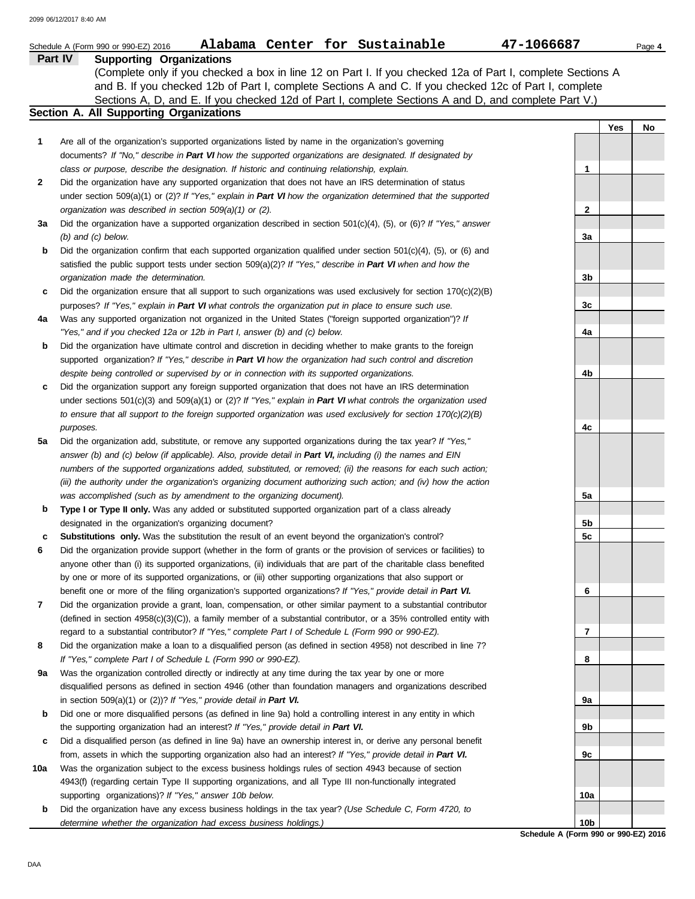Schedule A (Form 990 or 990-EZ) 2016 **Alabama Center for Sustainable** **47-1066687**

## Part IV Supporting Organizations

(Complete only if you checked a box in line 12 on Part I. If you checked 12a of Part I, complete Sections A and B. If you checked 12b of Part I, complete Sections A and C. If you checked 12c of Part I, complete Sections A, D, and E. If you checked 12d of Part I, complete Sections A and D, and complete Part V.)

### Section A. All Supporting Organizations

| | | | Yes | No |
|---|---|---|---|---|
| **1** | Are all of the organization's supported organizations listed by name in the organization's governing documents? *If "No," describe in **Part VI** how the supported organizations are designated. If designated by class or purpose, describe the designation. If historic and continuing relationship, explain.* | **1** | | |
| **2** | Did the organization have any supported organization that does not have an IRS determination of status under section 509(a)(1) or (2)? *If "Yes," explain in **Part VI** how the organization determined that the supported organization was described in section 509(a)(1) or (2).* | **2** | | |
| **3a** | Did the organization have a supported organization described in section 501(c)(4), (5), or (6)? *If "Yes," answer (b) and (c) below.* | **3a** | | |
| **b** | Did the organization confirm that each supported organization qualified under section 501(c)(4), (5), or (6) and satisfied the public support tests under section 509(a)(2)? *If "Yes," describe in **Part VI** when and how the organization made the determination.* | **3b** | | |
| **c** | Did the organization ensure that all support to such organizations was used exclusively for section 170(c)(2)(B) purposes? *If "Yes," explain in **Part VI** what controls the organization put in place to ensure such use.* | **3c** | | |
| **4a** | Was any supported organization not organized in the United States ("foreign supported organization")? *If "Yes," and if you checked 12a or 12b in Part I, answer (b) and (c) below.* | **4a** | | |
| **b** | Did the organization have ultimate control and discretion in deciding whether to make grants to the foreign supported organization? *If "Yes," describe in **Part VI** how the organization had such control and discretion despite being controlled or supervised by or in connection with its supported organizations.* | **4b** | | |
| **c** | Did the organization support any foreign supported organization that does not have an IRS determination under sections 501(c)(3) and 509(a)(1) or (2)? *If "Yes," explain in **Part VI** what controls the organization used to ensure that all support to the foreign supported organization was used exclusively for section 170(c)(2)(B) purposes.* | **4c** | | |
| **5a** | Did the organization add, substitute, or remove any supported organizations during the tax year? *If "Yes," answer (b) and (c) below (if applicable). Also, provide detail in **Part VI,** including (i) the names and EIN numbers of the supported organizations added, substituted, or removed; (ii) the reasons for each such action; (iii) the authority under the organization's organizing document authorizing such action; and (iv) how the action was accomplished (such as by amendment to the organizing document).* | **5a** | | |
| **b** | **Type I or Type II only.** Was any added or substituted supported organization part of a class already designated in the organization's organizing document? | **5b** | | |
| **c** | **Substitutions only.** Was the substitution the result of an event beyond the organization's control? | **5c** | | |
| **6** | Did the organization provide support (whether in the form of grants or the provision of services or facilities) to anyone other than (i) its supported organizations, (ii) individuals that are part of the charitable class benefited by one or more of its supported organizations, or (iii) other supporting organizations that also support or benefit one or more of the filing organization's supported organizations? *If "Yes," provide detail in **Part VI.*** | **6** | | |
| **7** | Did the organization provide a grant, loan, compensation, or other similar payment to a substantial contributor (defined in section 4958(c)(3)(C)), a family member of a substantial contributor, or a 35% controlled entity with regard to a substantial contributor? *If "Yes," complete Part I of Schedule L (Form 990 or 990-EZ).* | **7** | | |
| **8** | Did the organization make a loan to a disqualified person (as defined in section 4958) not described in line 7? *If "Yes," complete Part I of Schedule L (Form 990 or 990-EZ).* | **8** | | |
| **9a** | Was the organization controlled directly or indirectly at any time during the tax year by one or more disqualified persons as defined in section 4946 (other than foundation managers and organizations described in section 509(a)(1) or (2))? *If "Yes," provide detail in **Part VI.*** | **9a** | | |
| **b** | Did one or more disqualified persons (as defined in line 9a) hold a controlling interest in any entity in which the supporting organization had an interest? *If "Yes," provide detail in **Part VI.*** | **9b** | | |
| **c** | Did a disqualified person (as defined in line 9a) have an ownership interest in, or derive any personal benefit from, assets in which the supporting organization also had an interest? *If "Yes," provide detail in **Part VI.*** | **9c** | | |
| **10a** | Was the organization subject to the excess business holdings rules of section 4943 because of section 4943(f) (regarding certain Type II supporting organizations, and all Type III non-functionally integrated supporting organizations)? *If "Yes," answer 10b below.* | **10a** | | |
| **b** | Did the organization have any excess business holdings in the tax year? *(Use Schedule C, Form 4720, to determine whether the organization had excess business holdings.)* | **10b** | | |

**Schedule A (Form 990 or 990-EZ) 2016**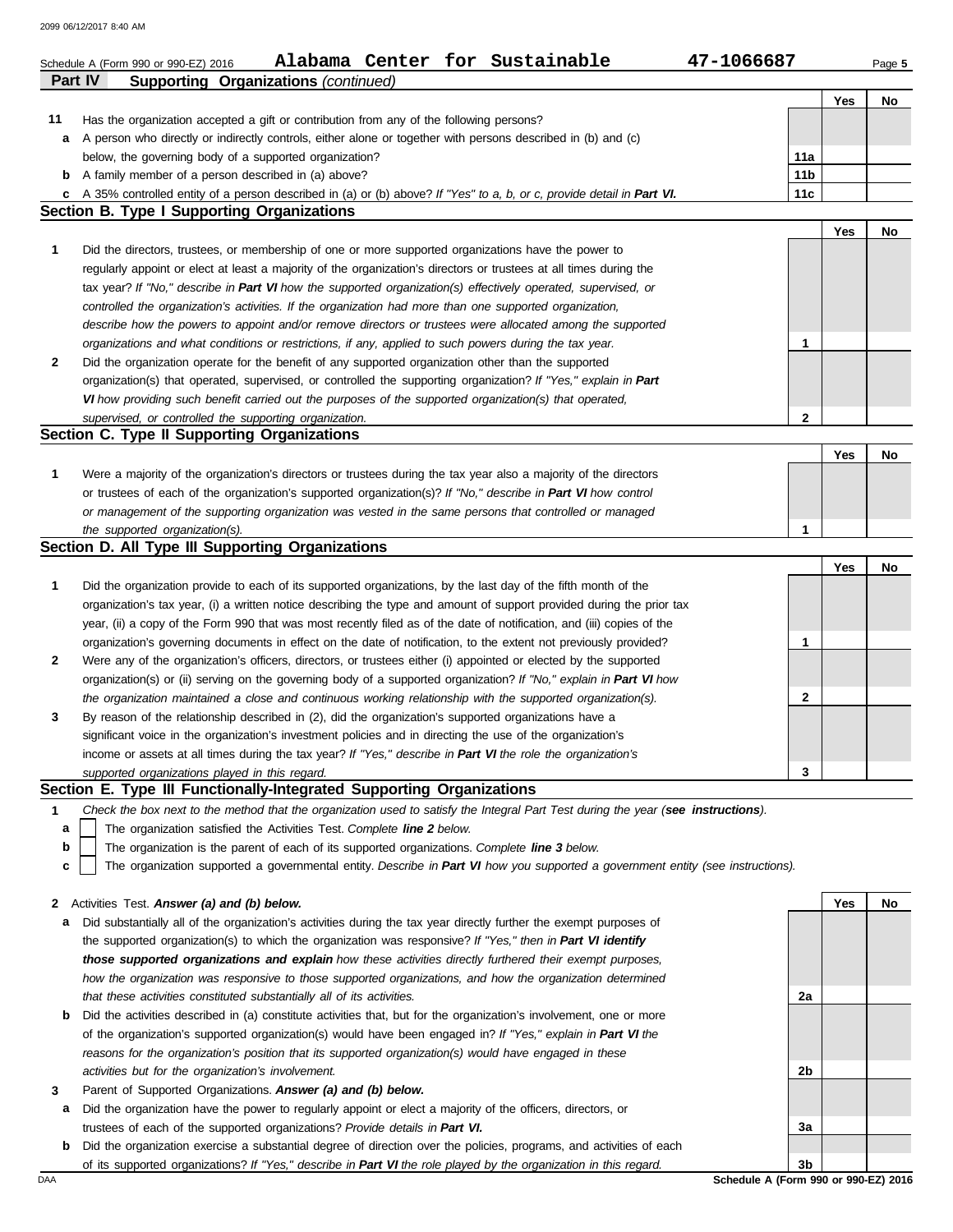Schedule A (Form 990 or 990-EZ) 2016 **Alabama Center for Sustainable** **47-1066687** Page **5**

**Part IV** **Supporting Organizations** *(continued)*

| | | | Yes | No |
|---|---|---|---|---|
| **11** | Has the organization accepted a gift or contribution from any of the following persons? | | | |
| **a** | A person who directly or indirectly controls, either alone or together with persons described in (b) and (c) below, the governing body of a supported organization? | **11a** | | |
| **b** | A family member of a person described in (a) above? | **11b** | | |
| **c** | A 35% controlled entity of a person described in (a) or (b) above? *If "Yes" to a, b, or c, provide detail in* ***Part VI.*** | **11c** | | |

## Section B. Type I Supporting Organizations

| | | | Yes | No |
|---|---|---|---|---|
| **1** | Did the directors, trustees, or membership of one or more supported organizations have the power to regularly appoint or elect at least a majority of the organization's directors or trustees at all times during the tax year? *If "No," describe in* ***Part VI*** *how the supported organization(s) effectively operated, supervised, or controlled the organization's activities. If the organization had more than one supported organization, describe how the powers to appoint and/or remove directors or trustees were allocated among the supported organizations and what conditions or restrictions, if any, applied to such powers during the tax year.* | **1** | | |
| **2** | Did the organization operate for the benefit of any supported organization other than the supported organization(s) that operated, supervised, or controlled the supporting organization? *If "Yes," explain in* ***Part VI*** *how providing such benefit carried out the purposes of the supported organization(s) that operated, supervised, or controlled the supporting organization.* | **2** | | |

## Section C. Type II Supporting Organizations

| | | | Yes | No |
|---|---|---|---|---|
| **1** | Were a majority of the organization's directors or trustees during the tax year also a majority of the directors or trustees of each of the organization's supported organization(s)? *If "No," describe in* ***Part VI*** *how control or management of the supporting organization was vested in the same persons that controlled or managed the supported organization(s).* | **1** | | |

## Section D. All Type III Supporting Organizations

| | | | Yes | No |
|---|---|---|---|---|
| **1** | Did the organization provide to each of its supported organizations, by the last day of the fifth month of the organization's tax year, (i) a written notice describing the type and amount of support provided during the prior tax year, (ii) a copy of the Form 990 that was most recently filed as of the date of notification, and (iii) copies of the organization's governing documents in effect on the date of notification, to the extent not previously provided? | **1** | | |
| **2** | Were any of the organization's officers, directors, or trustees either (i) appointed or elected by the supported organization(s) or (ii) serving on the governing body of a supported organization? *If "No," explain in* ***Part VI*** *how the organization maintained a close and continuous working relationship with the supported organization(s).* | **2** | | |
| **3** | By reason of the relationship described in (2), did the organization's supported organizations have a significant voice in the organization's investment policies and in directing the use of the organization's income or assets at all times during the tax year? *If "Yes," describe in* ***Part VI*** *the role the organization's supported organizations played in this regard.* | **3** | | |

## Section E. Type III Functionally-Integrated Supporting Organizations

**1** *Check the box next to the method that the organization used to satisfy the Integral Part Test during the year (**see instructions**).*

- **a** ☐ The organization satisfied the Activities Test. *Complete* ***line 2*** *below.*
- **b** ☐ The organization is the parent of each of its supported organizations. *Complete* ***line 3*** *below.*
- **c** ☐ The organization supported a governmental entity. *Describe in* ***Part VI*** *how you supported a government entity (see instructions).*

| | | | Yes | No |
|---|---|---|---|---|
| **2** | Activities Test. ***Answer (a) and (b) below.*** | | | |
| **a** | Did substantially all of the organization's activities during the tax year directly further the exempt purposes of the supported organization(s) to which the organization was responsive? *If "Yes," then in* ***Part VI identify those supported organizations and explain*** *how these activities directly furthered their exempt purposes, how the organization was responsive to those supported organizations, and how the organization determined that these activities constituted substantially all of its activities.* | **2a** | | |
| **b** | Did the activities described in (a) constitute activities that, but for the organization's involvement, one or more of the organization's supported organization(s) would have been engaged in? *If "Yes," explain in* ***Part VI*** *the reasons for the organization's position that its supported organization(s) would have engaged in these activities but for the organization's involvement.* | **2b** | | |
| **3** | Parent of Supported Organizations. ***Answer (a) and (b) below.*** | | | |
| **a** | Did the organization have the power to regularly appoint or elect a majority of the officers, directors, or trustees of each of the supported organizations? *Provide details in* ***Part VI.*** | **3a** | | |
| **b** | Did the organization exercise a substantial degree of direction over the policies, programs, and activities of each of its supported organizations? *If "Yes," describe in* ***Part VI*** *the role played by the organization in this regard.* | **3b** | | |

**Schedule A (Form 990 or 990-EZ) 2016**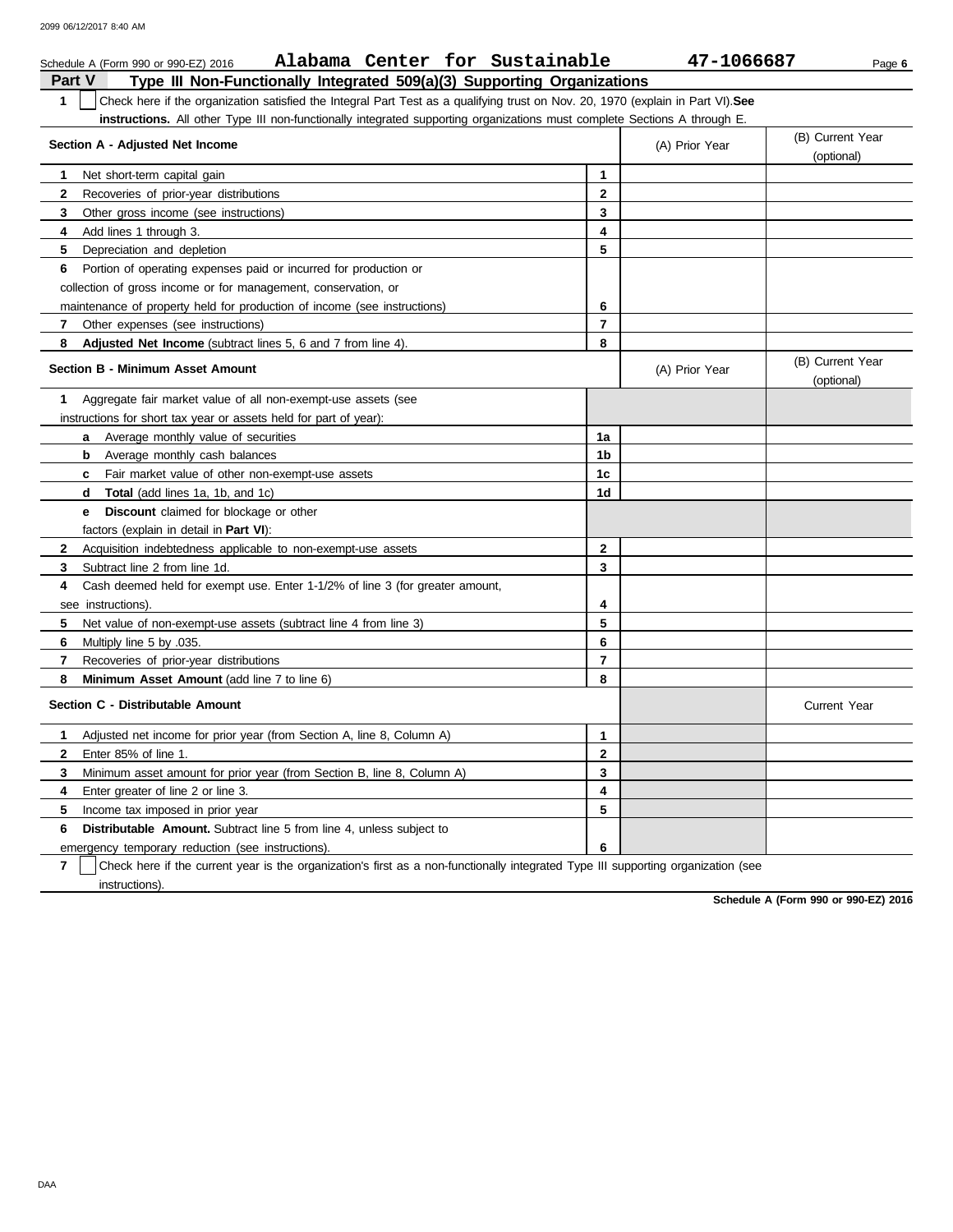Schedule A (Form 990 or 990-EZ) 2016 **Alabama Center for Sustainable** **47-1066687**

## Part V Type III Non-Functionally Integrated 509(a)(3) Supporting Organizations

**1** ☐ Check here if the organization satisfied the Integral Part Test as a qualifying trust on Nov. 20, 1970 (explain in Part VI). **See instructions.** All other Type III non-functionally integrated supporting organizations must complete Sections A through E.

| **Section A - Adjusted Net Income** | | (A) Prior Year | (B) Current Year (optional) |
|---|---|---|---|
| **1** Net short-term capital gain | 1 | | |
| **2** Recoveries of prior-year distributions | 2 | | |
| **3** Other gross income (see instructions) | 3 | | |
| **4** Add lines 1 through 3. | 4 | | |
| **5** Depreciation and depletion | 5 | | |
| **6** Portion of operating expenses paid or incurred for production or collection of gross income or for management, conservation, or maintenance of property held for production of income (see instructions) | 6 | | |
| **7** Other expenses (see instructions) | 7 | | |
| **8** **Adjusted Net Income** (subtract lines 5, 6 and 7 from line 4). | 8 | | |

| **Section B - Minimum Asset Amount** | | (A) Prior Year | (B) Current Year (optional) |
|---|---|---|---|
| **1** Aggregate fair market value of all non-exempt-use assets (see instructions for short tax year or assets held for part of year): | | | |
| **a** Average monthly value of securities | 1a | | |
| **b** Average monthly cash balances | 1b | | |
| **c** Fair market value of other non-exempt-use assets | 1c | | |
| **d** **Total** (add lines 1a, 1b, and 1c) | 1d | | |
| **e** **Discount** claimed for blockage or other factors (explain in detail in **Part VI**): | | | |
| **2** Acquisition indebtedness applicable to non-exempt-use assets | 2 | | |
| **3** Subtract line 2 from line 1d. | 3 | | |
| **4** Cash deemed held for exempt use. Enter 1-1/2% of line 3 (for greater amount, see instructions). | 4 | | |
| **5** Net value of non-exempt-use assets (subtract line 4 from line 3) | 5 | | |
| **6** Multiply line 5 by .035. | 6 | | |
| **7** Recoveries of prior-year distributions | 7 | | |
| **8** **Minimum Asset Amount** (add line 7 to line 6) | 8 | | |

| **Section C - Distributable Amount** | | | Current Year |
|---|---|---|---|
| **1** Adjusted net income for prior year (from Section A, line 8, Column A) | 1 | | |
| **2** Enter 85% of line 1. | 2 | | |
| **3** Minimum asset amount for prior year (from Section B, line 8, Column A) | 3 | | |
| **4** Enter greater of line 2 or line 3. | 4 | | |
| **5** Income tax imposed in prior year | 5 | | |
| **6** **Distributable Amount.** Subtract line 5 from line 4, unless subject to emergency temporary reduction (see instructions). | 6 | | |

**7** ☐ Check here if the current year is the organization's first as a non-functionally integrated Type III supporting organization (see instructions).

**Schedule A (Form 990 or 990-EZ) 2016**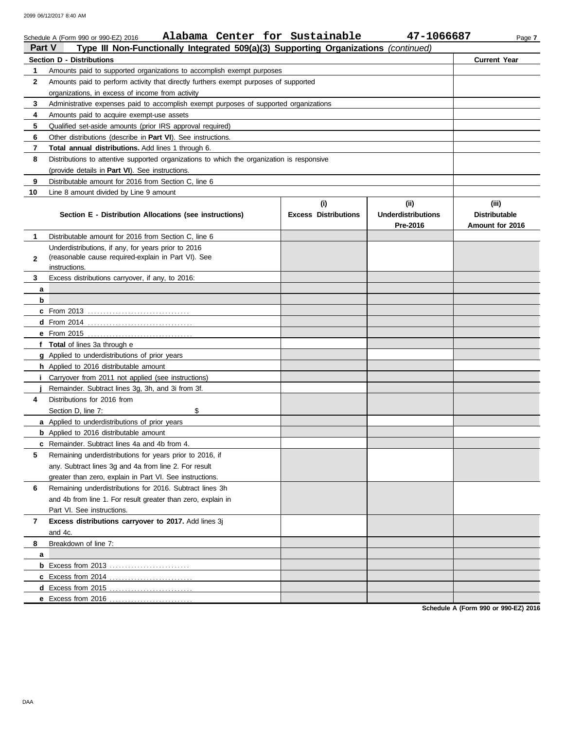Schedule A (Form 990 or 990-EZ) 2016 **Alabama Center for Sustainable** **47-1066687** Page **7**

## Part V Type III Non-Functionally Integrated 509(a)(3) Supporting Organizations *(continued)*

| | Section D - Distributions | Current Year |
|---|---|---|
| 1 | Amounts paid to supported organizations to accomplish exempt purposes | |
| 2 | Amounts paid to perform activity that directly furthers exempt purposes of supported organizations, in excess of income from activity | |
| 3 | Administrative expenses paid to accomplish exempt purposes of supported organizations | |
| 4 | Amounts paid to acquire exempt-use assets | |
| 5 | Qualified set-aside amounts (prior IRS approval required) | |
| 6 | Other distributions (describe in **Part VI**). See instructions. | |
| 7 | **Total annual distributions.** Add lines 1 through 6. | |
| 8 | Distributions to attentive supported organizations to which the organization is responsive (provide details in **Part VI**). See instructions. | |
| 9 | Distributable amount for 2016 from Section C, line 6 | |
| 10 | Line 8 amount divided by Line 9 amount | |

| | Section E - Distribution Allocations (see instructions) | (i) Excess Distributions | (ii) Underdistributions Pre-2016 | (iii) Distributable Amount for 2016 |
|---|---|---|---|---|
| 1 | Distributable amount for 2016 from Section C, line 6 | | | |
| 2 | Underdistributions, if any, for years prior to 2016 (reasonable cause required-explain in Part VI). See instructions. | | | |
| 3 | Excess distributions carryover, if any, to 2016: | | | |
| a | | | | |
| b | | | | |
| c | From 2013 | | | |
| d | From 2014 | | | |
| e | From 2015 | | | |
| f | **Total** of lines 3a through e | | | |
| g | Applied to underdistributions of prior years | | | |
| h | Applied to 2016 distributable amount | | | |
| i | Carryover from 2011 not applied (see instructions) | | | |
| j | Remainder. Subtract lines 3g, 3h, and 3i from 3f. | | | |
| 4 | Distributions for 2016 from Section D, line 7: $ | | | |
| a | Applied to underdistributions of prior years | | | |
| b | Applied to 2016 distributable amount | | | |
| c | Remainder. Subtract lines 4a and 4b from 4. | | | |
| 5 | Remaining underdistributions for years prior to 2016, if any. Subtract lines 3g and 4a from line 2. For result greater than zero, explain in Part VI. See instructions. | | | |
| 6 | Remaining underdistributions for 2016. Subtract lines 3h and 4b from line 1. For result greater than zero, explain in Part VI. See instructions. | | | |
| 7 | **Excess distributions carryover to 2017.** Add lines 3j and 4c. | | | |
| 8 | Breakdown of line 7: | | | |
| a | | | | |
| b | Excess from 2013 | | | |
| c | Excess from 2014 | | | |
| d | Excess from 2015 | | | |
| e | Excess from 2016 | | | |

**Schedule A (Form 990 or 990-EZ) 2016**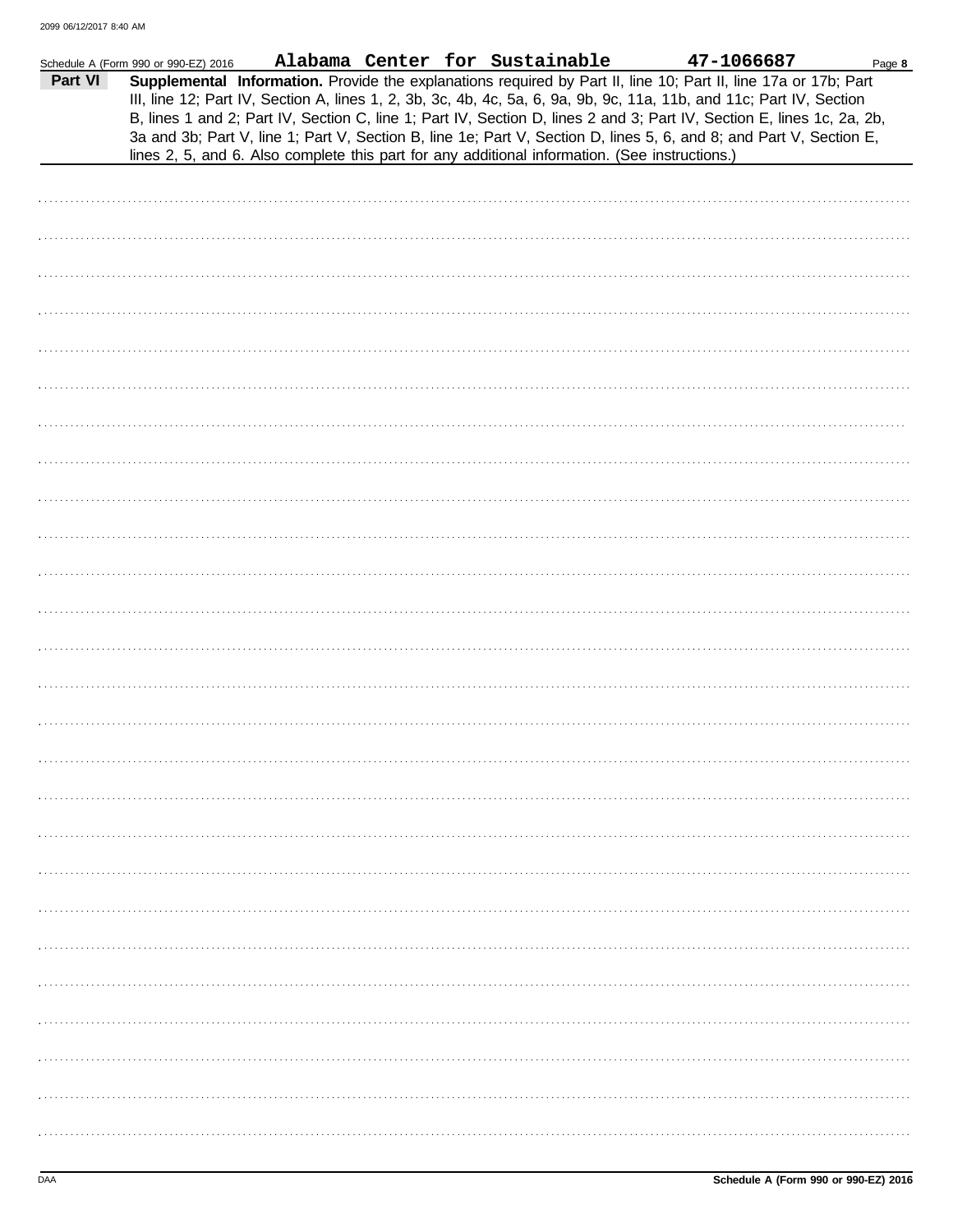Schedule A (Form 990 or 990-EZ) 2016 **Alabama Center for Sustainable** **47-1066687**

**Part VI** **Supplemental Information.** Provide the explanations required by Part II, line 10; Part II, line 17a or 17b; Part III, line 12; Part IV, Section A, lines 1, 2, 3b, 3c, 4b, 4c, 5a, 6, 9a, 9b, 9c, 11a, 11b, and 11c; Part IV, Section B, lines 1 and 2; Part IV, Section C, line 1; Part IV, Section D, lines 2 and 3; Part IV, Section E, lines 1c, 2a, 2b, 3a and 3b; Part V, line 1; Part V, Section B, line 1e; Part V, Section D, lines 5, 6, and 8; and Part V, Section E, lines 2, 5, and 6. Also complete this part for any additional information. (See instructions.)

DAA **Schedule A (Form 990 or 990-EZ) 2016**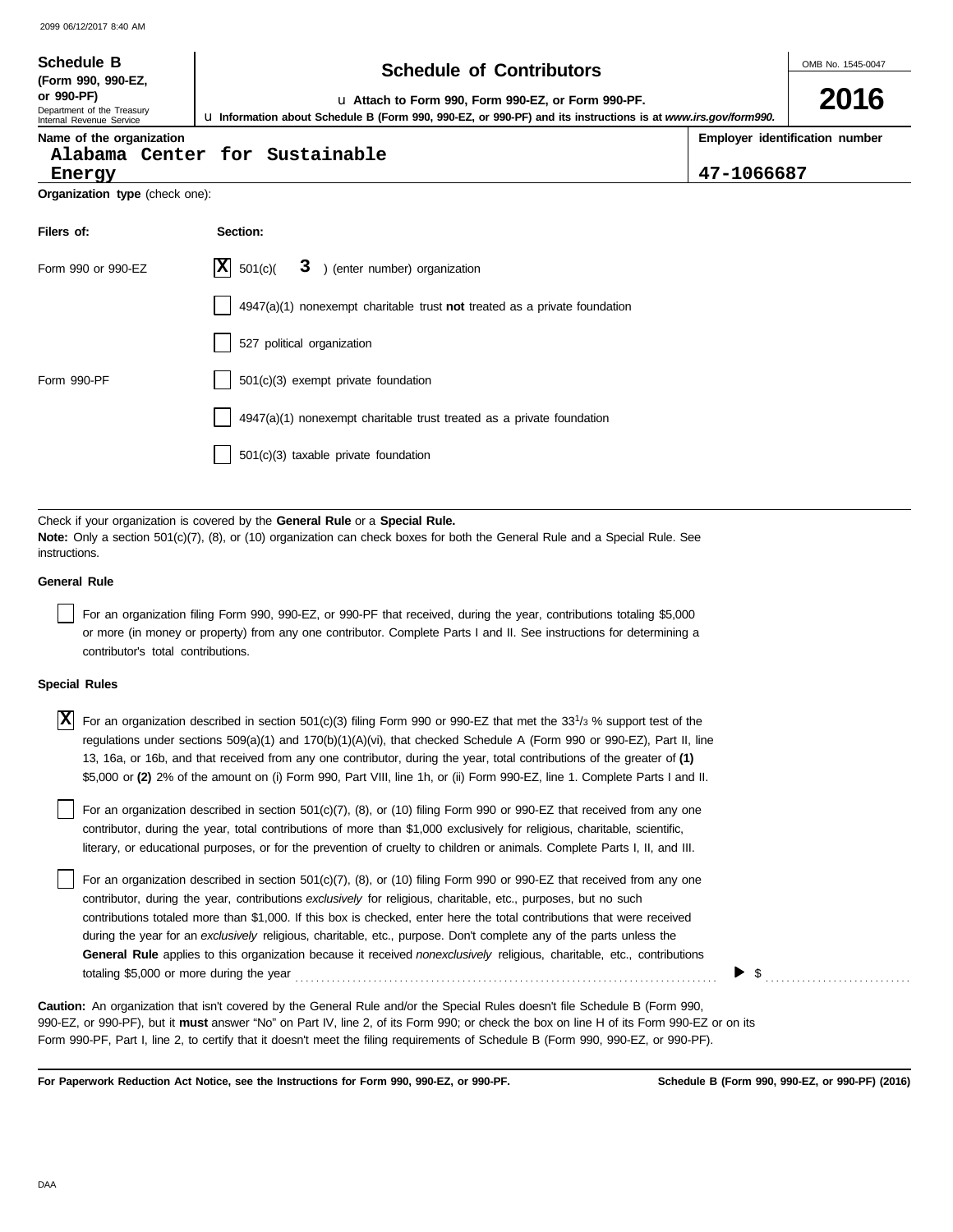**Schedule B**
**(Form 990, 990-EZ, or 990-PF)**
Department of the Treasury
Internal Revenue Service

# Schedule of Contributors

u Attach to Form 990, Form 990-EZ, or Form 990-PF.
u Information about Schedule B (Form 990, 990-EZ, or 990-PF) and its instructions is at *www.irs.gov/form990.*

OMB No. 1545-0047

**2016**

| Name of the organization | Employer identification number |
|---|---|
| Alabama Center for Sustainable Energy | 47-1066687 |

**Organization type** (check one):

| Filers of: | Section: |
|---|---|
| Form 990 or 990-EZ | [X] 501(c)( 3 ) (enter number) organization |
| | [ ] 4947(a)(1) nonexempt charitable trust **not** treated as a private foundation |
| | [ ] 527 political organization |
| Form 990-PF | [ ] 501(c)(3) exempt private foundation |
| | [ ] 4947(a)(1) nonexempt charitable trust treated as a private foundation |
| | [ ] 501(c)(3) taxable private foundation |

Check if your organization is covered by the **General Rule** or a **Special Rule.**
**Note:** Only a section 501(c)(7), (8), or (10) organization can check boxes for both the General Rule and a Special Rule. See instructions.

**General Rule**

[ ] For an organization filing Form 990, 990-EZ, or 990-PF that received, during the year, contributions totaling $5,000 or more (in money or property) from any one contributor. Complete Parts I and II. See instructions for determining a contributor's total contributions.

**Special Rules**

[X] For an organization described in section 501(c)(3) filing Form 990 or 990-EZ that met the 33 1/3 % support test of the regulations under sections 509(a)(1) and 170(b)(1)(A)(vi), that checked Schedule A (Form 990 or 990-EZ), Part II, line 13, 16a, or 16b, and that received from any one contributor, during the year, total contributions of the greater of **(1)** $5,000 or **(2)** 2% of the amount on (i) Form 990, Part VIII, line 1h, or (ii) Form 990-EZ, line 1. Complete Parts I and II.

[ ] For an organization described in section 501(c)(7), (8), or (10) filing Form 990 or 990-EZ that received from any one contributor, during the year, total contributions of more than $1,000 exclusively for religious, charitable, scientific, literary, or educational purposes, or for the prevention of cruelty to children or animals. Complete Parts I, II, and III.

[ ] For an organization described in section 501(c)(7), (8), or (10) filing Form 990 or 990-EZ that received from any one contributor, during the year, contributions *exclusively* for religious, charitable, etc., purposes, but no such contributions totaled more than $1,000. If this box is checked, enter here the total contributions that were received during the year for an *exclusively* religious, charitable, etc., purpose. Don't complete any of the parts unless the **General Rule** applies to this organization because it received *nonexclusively* religious, charitable, etc., contributions totaling $5,000 or more during the year ........ ▶ $ ..........

**Caution:** An organization that isn't covered by the General Rule and/or the Special Rules doesn't file Schedule B (Form 990, 990-EZ, or 990-PF), but it **must** answer "No" on Part IV, line 2, of its Form 990; or check the box on line H of its Form 990-EZ or on its Form 990-PF, Part I, line 2, to certify that it doesn't meet the filing requirements of Schedule B (Form 990, 990-EZ, or 990-PF).

**For Paperwork Reduction Act Notice, see the Instructions for Form 990, 990-EZ, or 990-PF.** **Schedule B (Form 990, 990-EZ, or 990-PF) (2016)**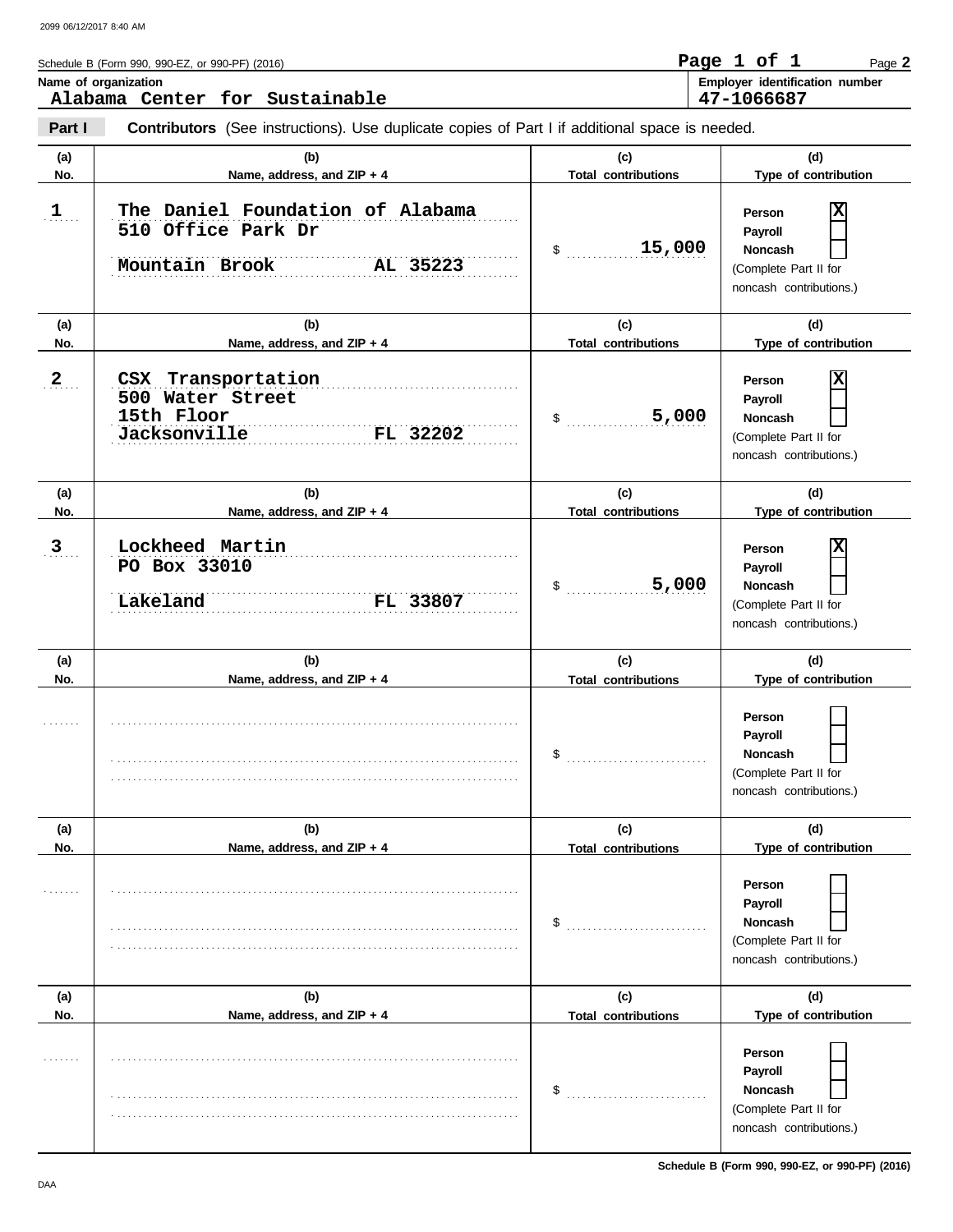Schedule B (Form 990, 990-EZ, or 990-PF) (2016)

Page **2**

**Name of organization**
Alabama Center for Sustainable

**Employer identification number**
47-1066687

**Part I** **Contributors** (See instructions). Use duplicate copies of Part I if additional space is needed.

| (a) No. | (b) Name, address, and ZIP + 4 | (c) Total contributions | (d) Type of contribution |
|---|---|---|---|
| 1 | The Daniel Foundation of Alabama<br>510 Office Park Dr<br>Mountain Brook AL 35223 | $ 15,000 | Person [X]<br>Payroll [ ]<br>Noncash [ ]<br>(Complete Part II for noncash contributions.) |
| 2 | CSX Transportation<br>500 Water Street<br>15th Floor<br>Jacksonville FL 32202 | $ 5,000 | Person [X]<br>Payroll [ ]<br>Noncash [ ]<br>(Complete Part II for noncash contributions.) |
| 3 | Lockheed Martin<br>PO Box 33010<br>Lakeland FL 33807 | $ 5,000 | Person [X]<br>Payroll [ ]<br>Noncash [ ]<br>(Complete Part II for noncash contributions.) |
| | | $ | Person [ ]<br>Payroll [ ]<br>Noncash [ ]<br>(Complete Part II for noncash contributions.) |
| | | $ | Person [ ]<br>Payroll [ ]<br>Noncash [ ]<br>(Complete Part II for noncash contributions.) |
| | | $ | Person [ ]<br>Payroll [ ]<br>Noncash [ ]<br>(Complete Part II for noncash contributions.) |

Schedule B (Form 990, 990-EZ, or 990-PF) (2016)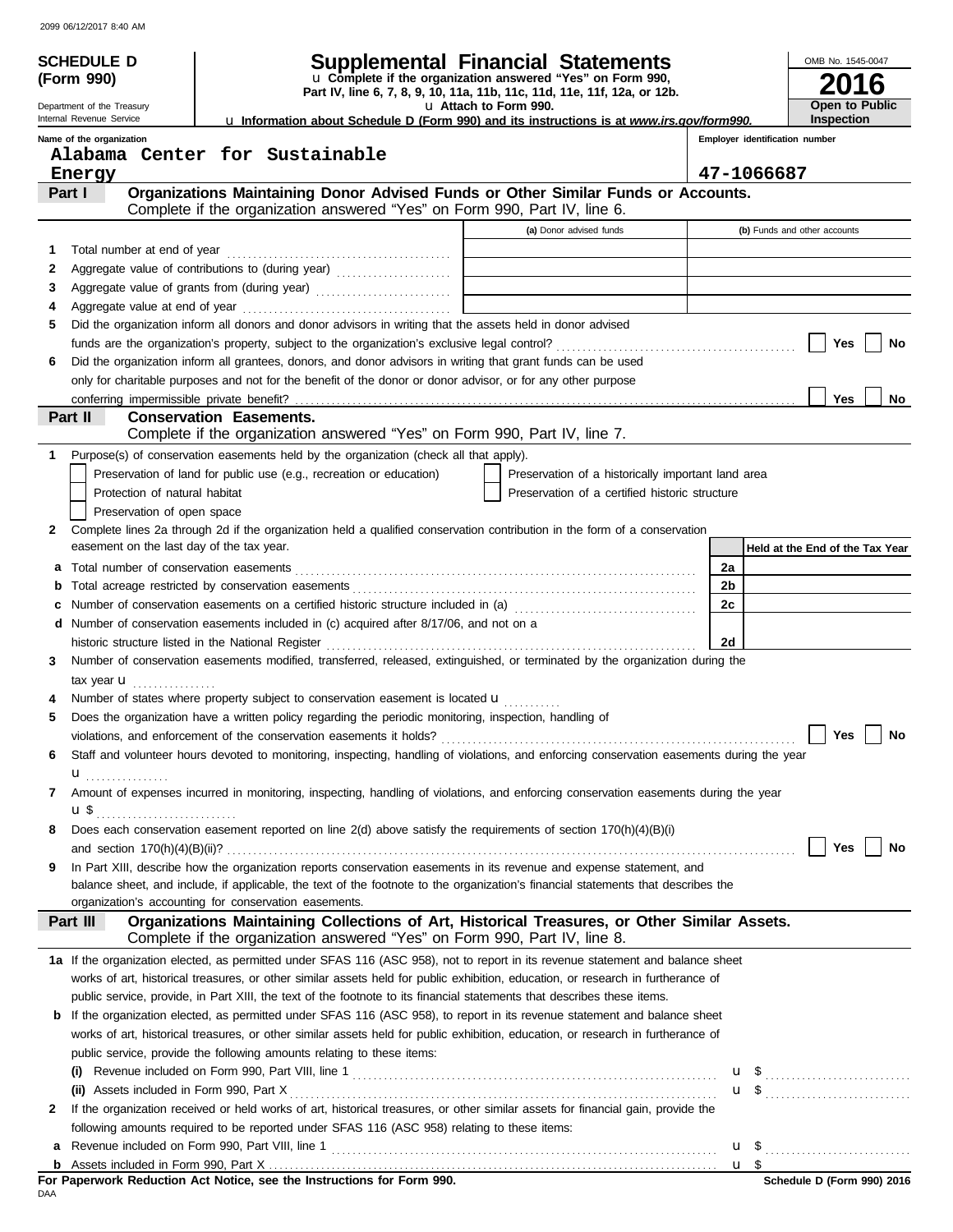2099 06/12/2017 8:40 AM

**SCHEDULE D (Form 990)**

Department of the Treasury
Internal Revenue Service

# Supplemental Financial Statements

u Complete if the organization answered "Yes" on Form 990, Part IV, line 6, 7, 8, 9, 10, 11a, 11b, 11c, 11d, 11e, 11f, 12a, or 12b.
u Attach to Form 990.
u Information about Schedule D (Form 990) and its instructions is at *www.irs.gov/form990.*

OMB No. 1545-0047
**2016**
**Open to Public Inspection**

**Name of the organization**
Alabama Center for Sustainable Energy

**Employer identification number**
47-1066687

## Part I Organizations Maintaining Donor Advised Funds or Other Similar Funds or Accounts.
Complete if the organization answered "Yes" on Form 990, Part IV, line 6.

| | | (a) Donor advised funds | (b) Funds and other accounts |
|---|---|---|---|
| 1 | Total number at end of year | | |
| 2 | Aggregate value of contributions to (during year) | | |
| 3 | Aggregate value of grants from (during year) | | |
| 4 | Aggregate value at end of year | | |

5 Did the organization inform all donors and donor advisors in writing that the assets held in donor advised funds are the organization's property, subject to the organization's exclusive legal control? ☐ Yes ☐ No

6 Did the organization inform all grantees, donors, and donor advisors in writing that grant funds can be used only for charitable purposes and not for the benefit of the donor or donor advisor, or for any other purpose conferring impermissible private benefit? ☐ Yes ☐ No

## Part II Conservation Easements.
Complete if the organization answered "Yes" on Form 990, Part IV, line 7.

1 Purpose(s) of conservation easements held by the organization (check all that apply).
- ☐ Preservation of land for public use (e.g., recreation or education)
- ☐ Preservation of a historically important land area
- ☐ Protection of natural habitat
- ☐ Preservation of a certified historic structure
- ☐ Preservation of open space

2 Complete lines 2a through 2d if the organization held a qualified conservation contribution in the form of a conservation easement on the last day of the tax year.

| | | | Held at the End of the Tax Year |
|---|---|---|---|
| a | Total number of conservation easements | 2a | |
| b | Total acreage restricted by conservation easements | 2b | |
| c | Number of conservation easements on a certified historic structure included in (a) | 2c | |
| d | Number of conservation easements included in (c) acquired after 8/17/06, and not on a historic structure listed in the National Register | 2d | |

3 Number of conservation easements modified, transferred, released, extinguished, or terminated by the organization during the tax year u

4 Number of states where property subject to conservation easement is located u

5 Does the organization have a written policy regarding the periodic monitoring, inspection, handling of violations, and enforcement of the conservation easements it holds? ☐ Yes ☐ No

6 Staff and volunteer hours devoted to monitoring, inspecting, handling of violations, and enforcing conservation easements during the year u

7 Amount of expenses incurred in monitoring, inspecting, handling of violations, and enforcing conservation easements during the year u $

8 Does each conservation easement reported on line 2(d) above satisfy the requirements of section 170(h)(4)(B)(i) and section 170(h)(4)(B)(ii)? ☐ Yes ☐ No

9 In Part XIII, describe how the organization reports conservation easements in its revenue and expense statement, and balance sheet, and include, if applicable, the text of the footnote to the organization's financial statements that describes the organization's accounting for conservation easements.

## Part III Organizations Maintaining Collections of Art, Historical Treasures, or Other Similar Assets.
Complete if the organization answered "Yes" on Form 990, Part IV, line 8.

1a If the organization elected, as permitted under SFAS 116 (ASC 958), not to report in its revenue statement and balance sheet works of art, historical treasures, or other similar assets held for public exhibition, education, or research in furtherance of public service, provide, in Part XIII, the text of the footnote to its financial statements that describes these items.

b If the organization elected, as permitted under SFAS 116 (ASC 958), to report in its revenue statement and balance sheet works of art, historical treasures, or other similar assets held for public exhibition, education, or research in furtherance of public service, provide the following amounts relating to these items:

(i) Revenue included on Form 990, Part VIII, line 1 u $

(ii) Assets included in Form 990, Part X u $

2 If the organization received or held works of art, historical treasures, or other similar assets for financial gain, provide the following amounts required to be reported under SFAS 116 (ASC 958) relating to these items:

a Revenue included on Form 990, Part VIII, line 1 u $

b Assets included in Form 990, Part X u $

**For Paperwork Reduction Act Notice, see the Instructions for Form 990.**
DAA
**Schedule D (Form 990) 2016**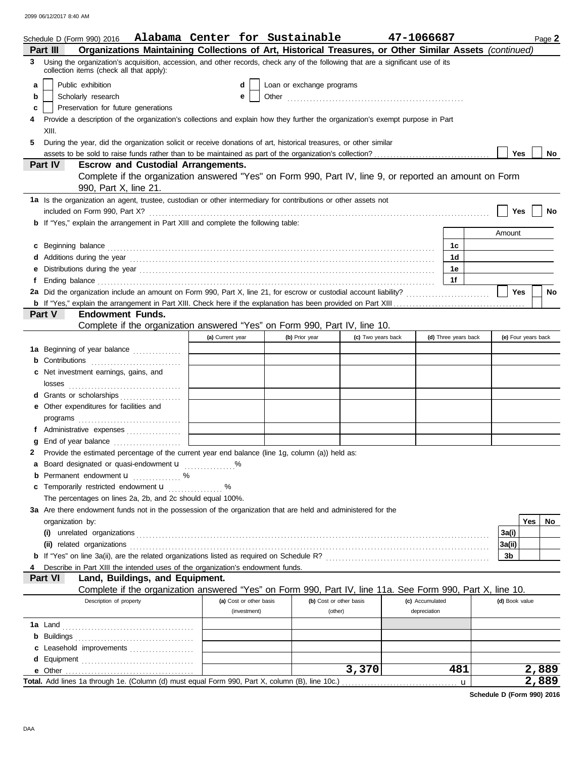Schedule D (Form 990) 2016 **Alabama Center for Sustainable** **47-1066687** Page **2**

## Part III Organizations Maintaining Collections of Art, Historical Treasures, or Other Similar Assets *(continued)*

**3** Using the organization's acquisition, accession, and other records, check any of the following that are a significant use of its collection items (check all that apply):

- **a** ☐ Public exhibition
- **b** ☐ Scholarly research
- **c** ☐ Preservation for future generations
- **d** ☐ Loan or exchange programs
- **e** ☐ Other

**4** Provide a description of the organization's collections and explain how they further the organization's exempt purpose in Part XIII.

**5** During the year, did the organization solicit or receive donations of art, historical treasures, or other similar assets to be sold to raise funds rather than to be maintained as part of the organization's collection? ☐ Yes ☐ No

## Part IV Escrow and Custodial Arrangements.

Complete if the organization answered "Yes" on Form 990, Part IV, line 9, or reported an amount on Form 990, Part X, line 21.

**1a** Is the organization an agent, trustee, custodian or other intermediary for contributions or other assets not included on Form 990, Part X? ☐ Yes ☐ No

**b** If "Yes," explain the arrangement in Part XIII and complete the following table:

| | | Amount |
|---|---|---|
| **c** Beginning balance | 1c | |
| **d** Additions during the year | 1d | |
| **e** Distributions during the year | 1e | |
| **f** Ending balance | 1f | |

**2a** Did the organization include an amount on Form 990, Part X, line 21, for escrow or custodial account liability? ☐ Yes ☐ No

**b** If "Yes," explain the arrangement in Part XIII. Check here if the explanation has been provided on Part XIII ☐

## Part V Endowment Funds.

Complete if the organization answered "Yes" on Form 990, Part IV, line 10.

| | (a) Current year | (b) Prior year | (c) Two years back | (d) Three years back | (e) Four years back |
|---|---|---|---|---|---|
| **1a** Beginning of year balance | | | | | |
| **b** Contributions | | | | | |
| **c** Net investment earnings, gains, and losses | | | | | |
| **d** Grants or scholarships | | | | | |
| **e** Other expenditures for facilities and programs | | | | | |
| **f** Administrative expenses | | | | | |
| **g** End of year balance | | | | | |

**2** Provide the estimated percentage of the current year end balance (line 1g, column (a)) held as:

- **a** Board designated or quasi-endowment u %
- **b** Permanent endowment u %
- **c** Temporarily restricted endowment u %

The percentages on lines 2a, 2b, and 2c should equal 100%.

**3a** Are there endowment funds not in the possession of the organization that are held and administered for the organization by:

| | | Yes | No |
|---|---|---|---|
| **(i)** unrelated organizations | 3a(i) | | |
| **(ii)** related organizations | 3a(ii) | | |
| **b** If "Yes" on line 3a(ii), are the related organizations listed as required on Schedule R? | 3b | | |

**4** Describe in Part XIII the intended uses of the organization's endowment funds.

## Part VI Land, Buildings, and Equipment.

Complete if the organization answered "Yes" on Form 990, Part IV, line 11a. See Form 990, Part X, line 10.

| Description of property | (a) Cost or other basis (investment) | (b) Cost or other basis (other) | (c) Accumulated depreciation | (d) Book value |
|---|---|---|---|---|
| **1a** Land | | | | |
| **b** Buildings | | | | |
| **c** Leasehold improvements | | | | |
| **d** Equipment | | | | |
| **e** Other | | 3,370 | 481 | 2,889 |
| **Total.** Add lines 1a through 1e. (Column (d) must equal Form 990, Part X, column (B), line 10c.) u | | | | 2,889 |

**Schedule D (Form 990) 2016**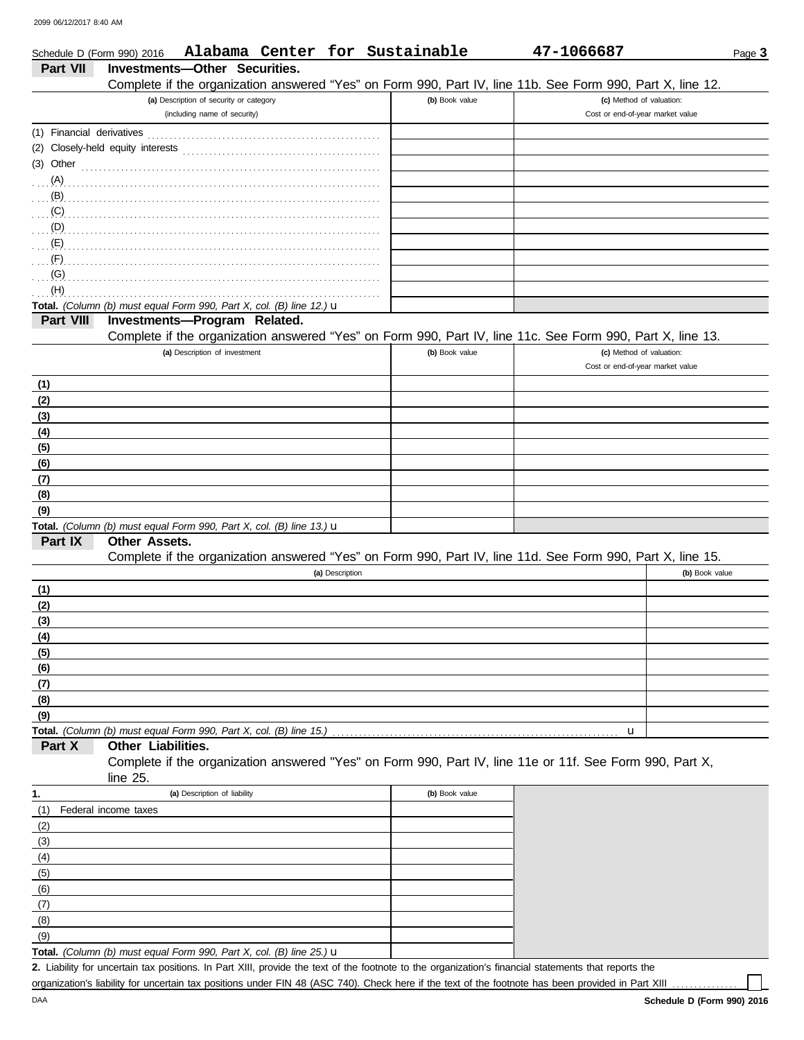Schedule D (Form 990) 2016 **Alabama Center for Sustainable** **47-1066687** Page **3**

## Part VII Investments—Other Securities.

Complete if the organization answered "Yes" on Form 990, Part IV, line 11b. See Form 990, Part X, line 12.

| (a) Description of security or category (including name of security) | (b) Book value | (c) Method of valuation: Cost or end-of-year market value |
|---|---|---|
| (1) Financial derivatives | | |
| (2) Closely-held equity interests | | |
| (3) Other | | |
| (A) | | |
| (B) | | |
| (C) | | |
| (D) | | |
| (E) | | |
| (F) | | |
| (G) | | |
| (H) | | |
| **Total.** *(Column (b) must equal Form 990, Part X, col. (B) line 12.)* u | | |

## Part VIII Investments—Program Related.

Complete if the organization answered "Yes" on Form 990, Part IV, line 11c. See Form 990, Part X, line 13.

| (a) Description of investment | (b) Book value | (c) Method of valuation: Cost or end-of-year market value |
|---|---|---|
| (1) | | |
| (2) | | |
| (3) | | |
| (4) | | |
| (5) | | |
| (6) | | |
| (7) | | |
| (8) | | |
| (9) | | |
| **Total.** *(Column (b) must equal Form 990, Part X, col. (B) line 13.)* u | | |

## Part IX Other Assets.

Complete if the organization answered "Yes" on Form 990, Part IV, line 11d. See Form 990, Part X, line 15.

| (a) Description | (b) Book value |
|---|---|
| (1) | |
| (2) | |
| (3) | |
| (4) | |
| (5) | |
| (6) | |
| (7) | |
| (8) | |
| (9) | |
| **Total.** *(Column (b) must equal Form 990, Part X, col. (B) line 15.)* u | |

## Part X Other Liabilities.

Complete if the organization answered "Yes" on Form 990, Part IV, line 11e or 11f. See Form 990, Part X, line 25.

| 1. (a) Description of liability | (b) Book value |
|---|---|
| (1) Federal income taxes | |
| (2) | |
| (3) | |
| (4) | |
| (5) | |
| (6) | |
| (7) | |
| (8) | |
| (9) | |
| **Total.** *(Column (b) must equal Form 990, Part X, col. (B) line 25.)* u | |

**2.** Liability for uncertain tax positions. In Part XIII, provide the text of the footnote to the organization's financial statements that reports the organization's liability for uncertain tax positions under FIN 48 (ASC 740). Check here if the text of the footnote has been provided in Part XIII ☐

DAA **Schedule D (Form 990) 2016**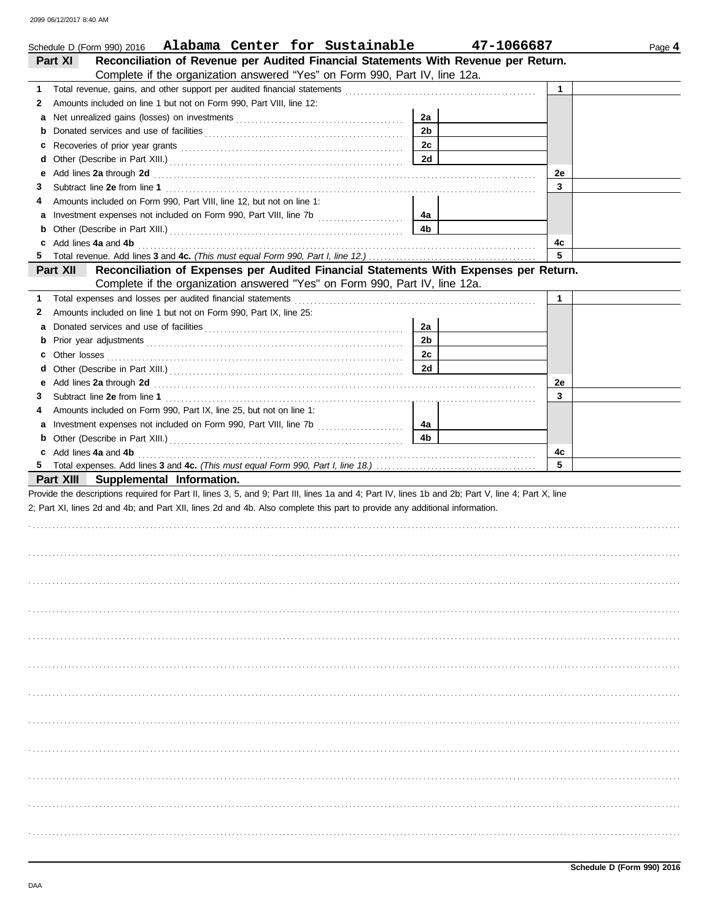Schedule D (Form 990) 2016 **Alabama Center for Sustainable** **47-1066687**

## Part XI Reconciliation of Revenue per Audited Financial Statements With Revenue per Return.

Complete if the organization answered "Yes" on Form 990, Part IV, line 12a.

| | | | | | |
|---|---|---|---|---|---|
| **1** | Total revenue, gains, and other support per audited financial statements | | | 1 | |
| **2** | Amounts included on line 1 but not on Form 990, Part VIII, line 12: | | | | |
| **a** | Net unrealized gains (losses) on investments | 2a | | | |
| **b** | Donated services and use of facilities | 2b | | | |
| **c** | Recoveries of prior year grants | 2c | | | |
| **d** | Other (Describe in Part XIII.) | 2d | | | |
| **e** | Add lines **2a** through **2d** | | | 2e | |
| **3** | Subtract line **2e** from line **1** | | | 3 | |
| **4** | Amounts included on Form 990, Part VIII, line 12, but not on line 1: | | | | |
| **a** | Investment expenses not included on Form 990, Part VIII, line 7b | 4a | | | |
| **b** | Other (Describe in Part XIII.) | 4b | | | |
| **c** | Add lines **4a** and **4b** | | | 4c | |
| **5** | Total revenue. Add lines **3** and **4c.** *(This must equal Form 990, Part I, line 12.)* | | | 5 | |

## Part XII Reconciliation of Expenses per Audited Financial Statements With Expenses per Return.

Complete if the organization answered "Yes" on Form 990, Part IV, line 12a.

| | | | | | |
|---|---|---|---|---|---|
| **1** | Total expenses and losses per audited financial statements | | | 1 | |
| **2** | Amounts included on line 1 but not on Form 990, Part IX, line 25: | | | | |
| **a** | Donated services and use of facilities | 2a | | | |
| **b** | Prior year adjustments | 2b | | | |
| **c** | Other losses | 2c | | | |
| **d** | Other (Describe in Part XIII.) | 2d | | | |
| **e** | Add lines **2a** through **2d** | | | 2e | |
| **3** | Subtract line **2e** from line **1** | | | 3 | |
| **4** | Amounts included on Form 990, Part IX, line 25, but not on line 1: | | | | |
| **a** | Investment expenses not included on Form 990, Part VIII, line 7b | 4a | | | |
| **b** | Other (Describe in Part XIII.) | 4b | | | |
| **c** | Add lines **4a** and **4b** | | | 4c | |
| **5** | Total expenses. Add lines **3** and **4c.** *(This must equal Form 990, Part I, line 18.)* | | | 5 | |

## Part XIII Supplemental Information.

Provide the descriptions required for Part II, lines 3, 5, and 9; Part III, lines 1a and 4; Part IV, lines 1b and 2b; Part V, line 4; Part X, line 2; Part XI, lines 2d and 4b; and Part XII, lines 2d and 4b. Also complete this part to provide any additional information.

**Schedule D (Form 990) 2016**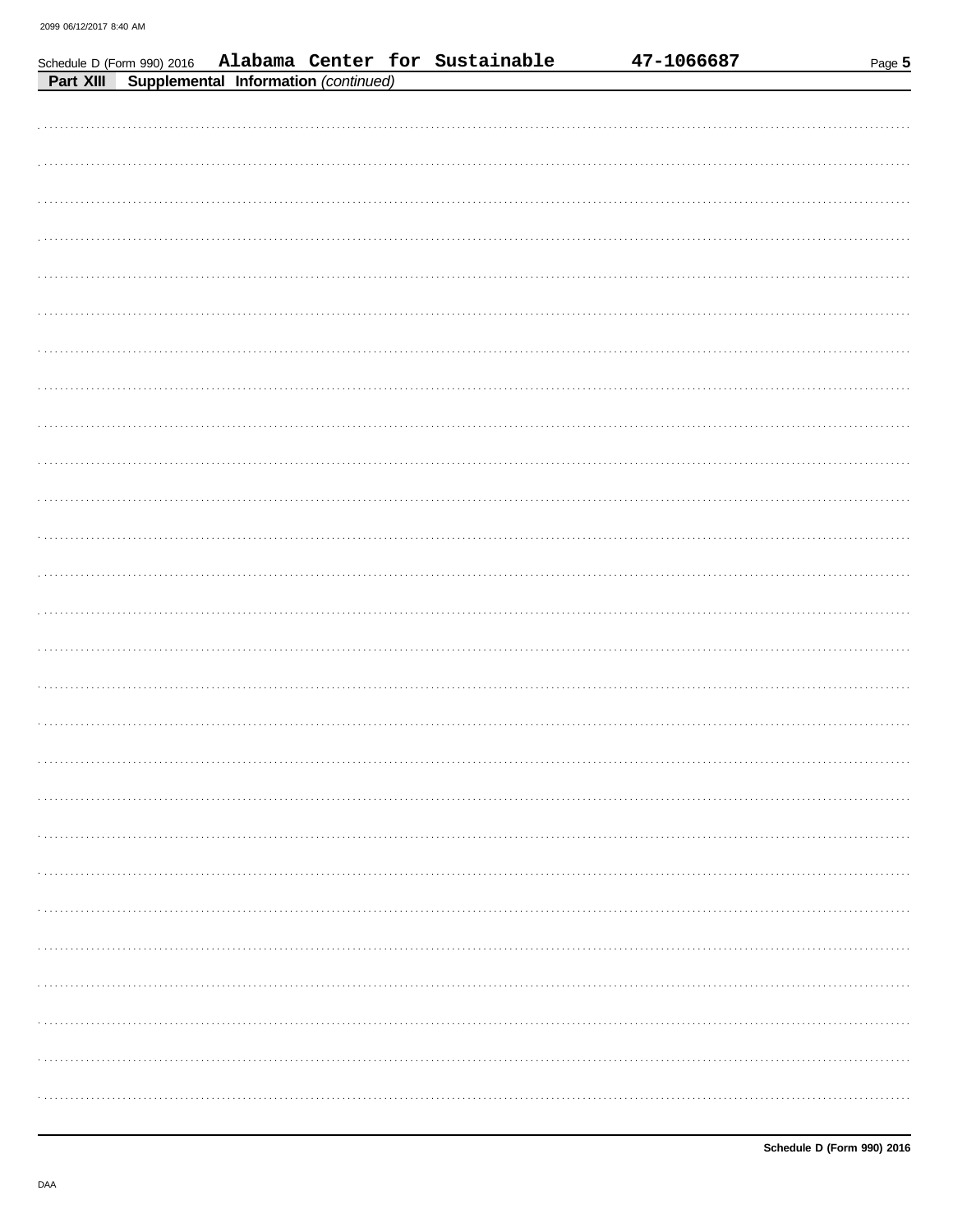Schedule D (Form 990) 2016 Alabama Center for Sustainable 47-1066687

**Part XIII Supplemental Information** *(continued)*

DAA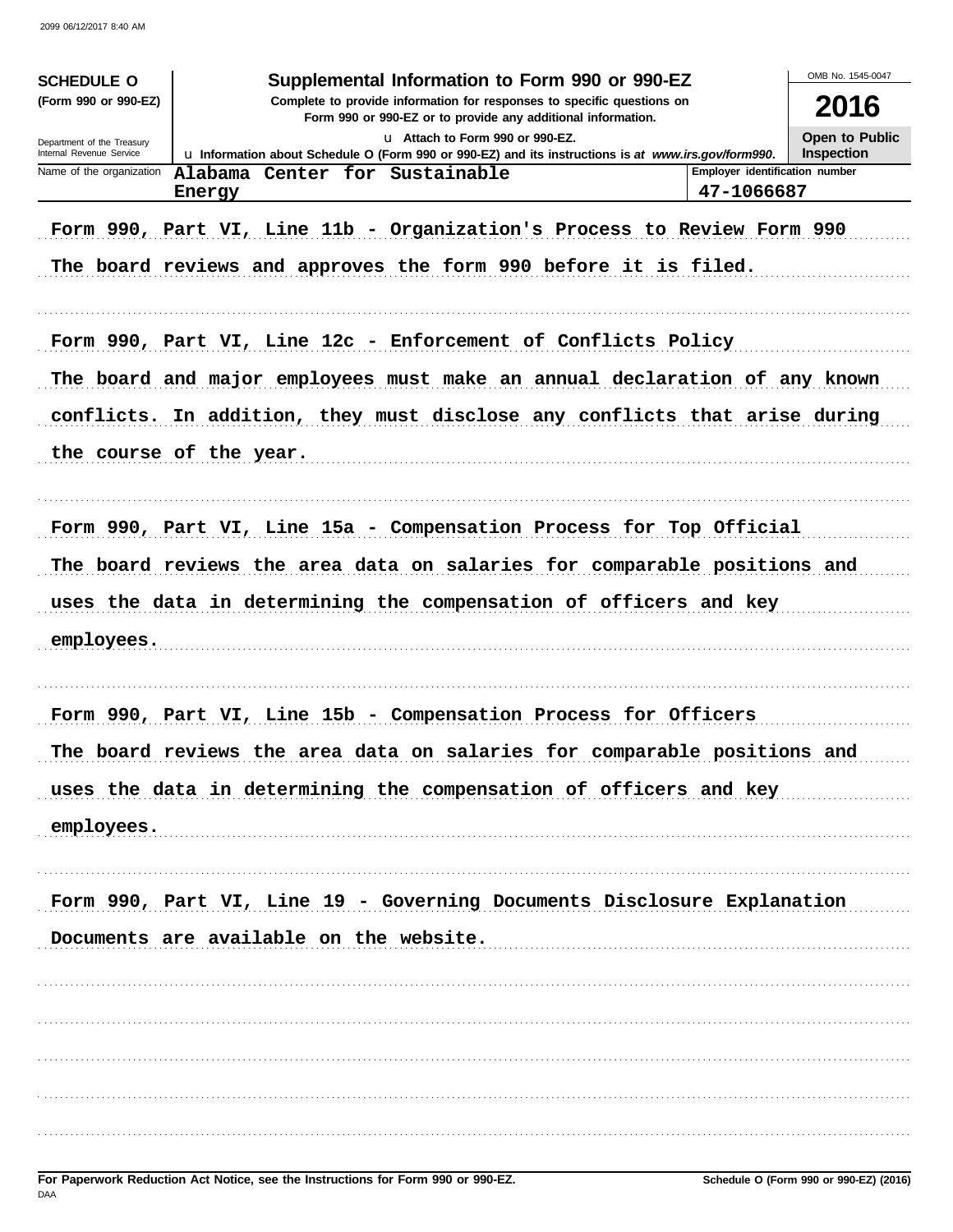**SCHEDULE O**
**(Form 990 or 990-EZ)**

Department of the Treasury
Internal Revenue Service

# Supplemental Information to Form 990 or 990-EZ

**Complete to provide information for responses to specific questions on Form 990 or 990-EZ or to provide any additional information.**

u Attach to Form 990 or 990-EZ.

u Information about Schedule O (Form 990 or 990-EZ) and its instructions is at *www.irs.gov/form990*.

OMB No. 1545-0047

**2016**

**Open to Public Inspection**

| Name of the organization | Employer identification number |
|---|---|
| Alabama Center for Sustainable Energy | 47-1066687 |

Form 990, Part VI, Line 11b - Organization's Process to Review Form 990

The board reviews and approves the form 990 before it is filed.

Form 990, Part VI, Line 12c - Enforcement of Conflicts Policy

The board and major employees must make an annual declaration of any known conflicts. In addition, they must disclose any conflicts that arise during the course of the year.

Form 990, Part VI, Line 15a - Compensation Process for Top Official

The board reviews the area data on salaries for comparable positions and uses the data in determining the compensation of officers and key employees.

Form 990, Part VI, Line 15b - Compensation Process for Officers

The board reviews the area data on salaries for comparable positions and uses the data in determining the compensation of officers and key employees.

Form 990, Part VI, Line 19 - Governing Documents Disclosure Explanation

Documents are available on the website.

**For Paperwork Reduction Act Notice, see the Instructions for Form 990 or 990-EZ.** **Schedule O (Form 990 or 990-EZ) (2016)**

DAA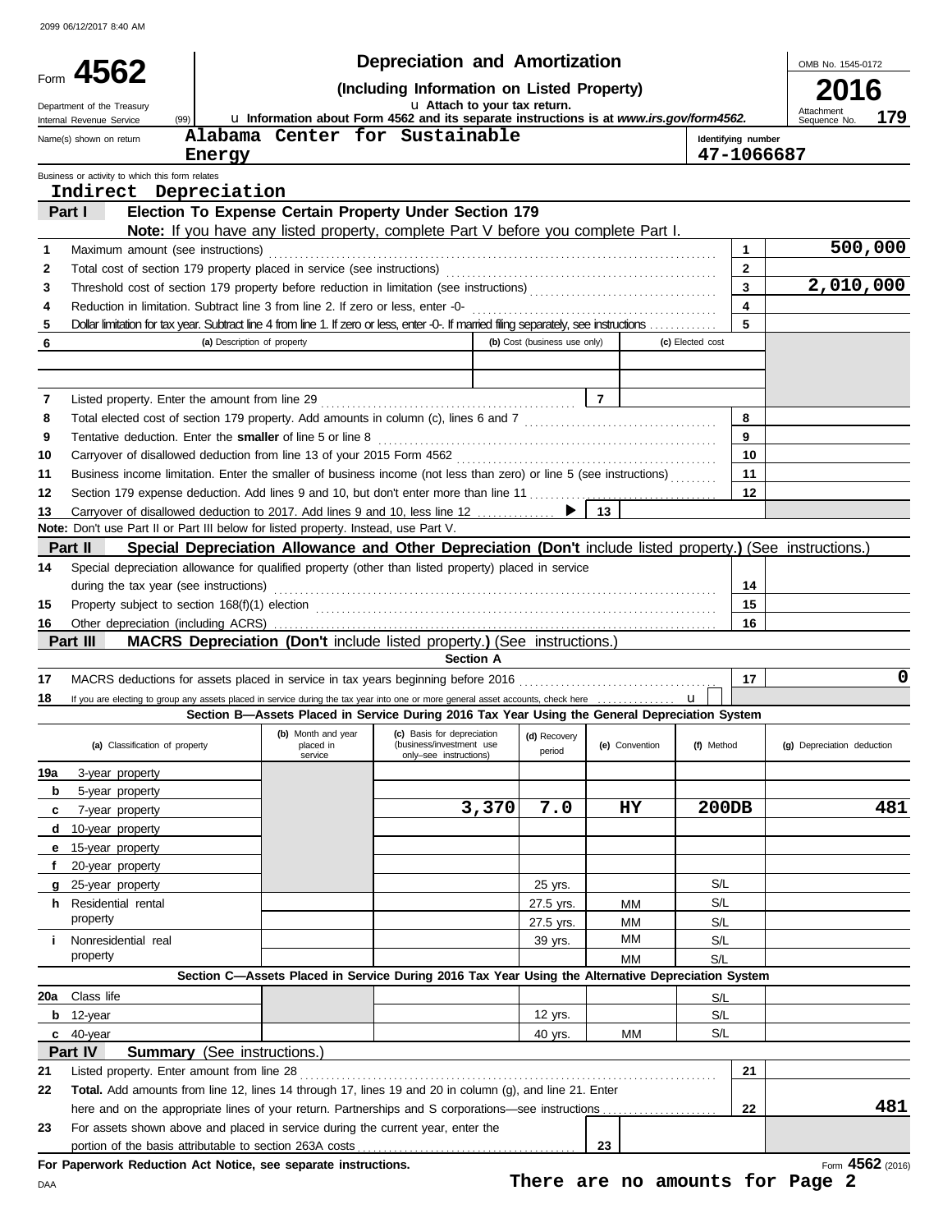2099 06/12/2017 8:40 AM

# Form 4562 — Depreciation and Amortization

**(Including Information on Listed Property)**

u Attach to your tax return.

u Information about Form 4562 and its separate instructions is at *www.irs.gov/form4562*.

Department of the Treasury
Internal Revenue Service (99)

OMB No. 1545-0172

**2016**

Attachment Sequence No. **179**

Name(s) shown on return: **Alabama Center for Sustainable Energy**

Identifying number: **47-1066687**

Business or activity to which this form relates: **Indirect Depreciation**

## Part I — Election To Expense Certain Property Under Section 179

**Note:** If you have any listed property, complete Part V before you complete Part I.

| Line | Description | Box | Amount |
|---|---|---|---|
| 1 | Maximum amount (see instructions) | 1 | 500,000 |
| 2 | Total cost of section 179 property placed in service (see instructions) | 2 | |
| 3 | Threshold cost of section 179 property before reduction in limitation (see instructions) | 3 | 2,010,000 |
| 4 | Reduction in limitation. Subtract line 3 from line 2. If zero or less, enter -0- | 4 | |
| 5 | Dollar limitation for tax year. Subtract line 4 from line 1. If zero or less, enter -0-. If married filing separately, see instructions | 5 | |

| 6 (a) Description of property | (b) Cost (business use only) | (c) Elected cost |
|---|---|---|
| | | |
| | | |

| Line | Description | Box | Amount |
|---|---|---|---|
| 7 | Listed property. Enter the amount from line 29 | 7 | |
| 8 | Total elected cost of section 179 property. Add amounts in column (c), lines 6 and 7 | 8 | |
| 9 | Tentative deduction. Enter the **smaller** of line 5 or line 8 | 9 | |
| 10 | Carryover of disallowed deduction from line 13 of your 2015 Form 4562 | 10 | |
| 11 | Business income limitation. Enter the smaller of business income (not less than zero) or line 5 (see instructions) | 11 | |
| 12 | Section 179 expense deduction. Add lines 9 and 10, but don't enter more than line 11 | 12 | |
| 13 | Carryover of disallowed deduction to 2017. Add lines 9 and 10, less line 12 ▶ | 13 | |

**Note:** Don't use Part II or Part III below for listed property. Instead, use Part V.

## Part II — Special Depreciation Allowance and Other Depreciation (Don't include listed property.) (See instructions.)

| Line | Description | Box | Amount |
|---|---|---|---|
| 14 | Special depreciation allowance for qualified property (other than listed property) placed in service during the tax year (see instructions) | 14 | |
| 15 | Property subject to section 168(f)(1) election | 15 | |
| 16 | Other depreciation (including ACRS) | 16 | |

## Part III — MACRS Depreciation (Don't include listed property.) (See instructions.)

### Section A

| Line | Description | Box | Amount |
|---|---|---|---|
| 17 | MACRS deductions for assets placed in service in tax years beginning before 2016 | 17 | 0 |
| 18 | If you are electing to group any assets placed in service during the tax year into one or more general asset accounts, check here u | | |

### Section B—Assets Placed in Service During 2016 Tax Year Using the General Depreciation System

| (a) Classification of property | (b) Month and year placed in service | (c) Basis for depreciation (business/investment use only–see instructions) | (d) Recovery period | (e) Convention | (f) Method | (g) Depreciation deduction |
|---|---|---|---|---|---|---|
| 19a 3-year property | | | | | | |
| b 5-year property | | | | | | |
| c 7-year property | | 3,370 | 7.0 | HY | 200DB | 481 |
| d 10-year property | | | | | | |
| e 15-year property | | | | | | |
| f 20-year property | | | | | | |
| g 25-year property | | | 25 yrs. | | S/L | |
| h Residential rental property | | | 27.5 yrs. | MM | S/L | |
| | | | 27.5 yrs. | MM | S/L | |
| i Nonresidential real property | | | 39 yrs. | MM | S/L | |
| | | | | MM | S/L | |

### Section C—Assets Placed in Service During 2016 Tax Year Using the Alternative Depreciation System

| (a) Classification of property | (b) Month and year placed in service | (c) Basis for depreciation | (d) Recovery period | (e) Convention | (f) Method | (g) Depreciation deduction |
|---|---|---|---|---|---|---|
| 20a Class life | | | | | S/L | |
| b 12-year | | | 12 yrs. | | S/L | |
| c 40-year | | | 40 yrs. | MM | S/L | |

## Part IV — Summary (See instructions.)

| Line | Description | Box | Amount |
|---|---|---|---|
| 21 | Listed property. Enter amount from line 28 | 21 | |
| 22 | **Total.** Add amounts from line 12, lines 14 through 17, lines 19 and 20 in column (g), and line 21. Enter here and on the appropriate lines of your return. Partnerships and S corporations—see instructions | 22 | 481 |
| 23 | For assets shown above and placed in service during the current year, enter the portion of the basis attributable to section 263A costs | 23 | |

**For Paperwork Reduction Act Notice, see separate instructions.**

Form **4562** (2016)

DAA

**There are no amounts for Page 2**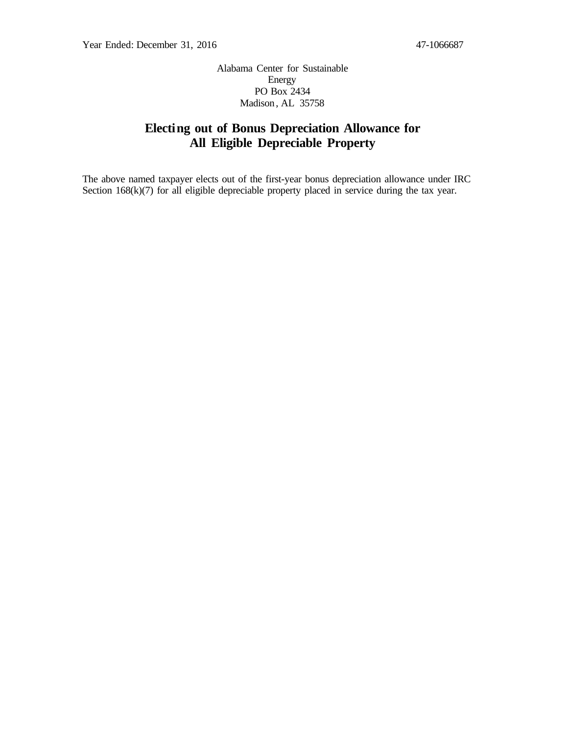Year Ended: December 31, 2016 47-1066687

Alabama Center for Sustainable Energy
PO Box 2434
Madison, AL 35758

## Electing out of Bonus Depreciation Allowance for All Eligible Depreciable Property

The above named taxpayer elects out of the first-year bonus depreciation allowance under IRC Section 168(k)(7) for all eligible depreciable property placed in service during the tax year.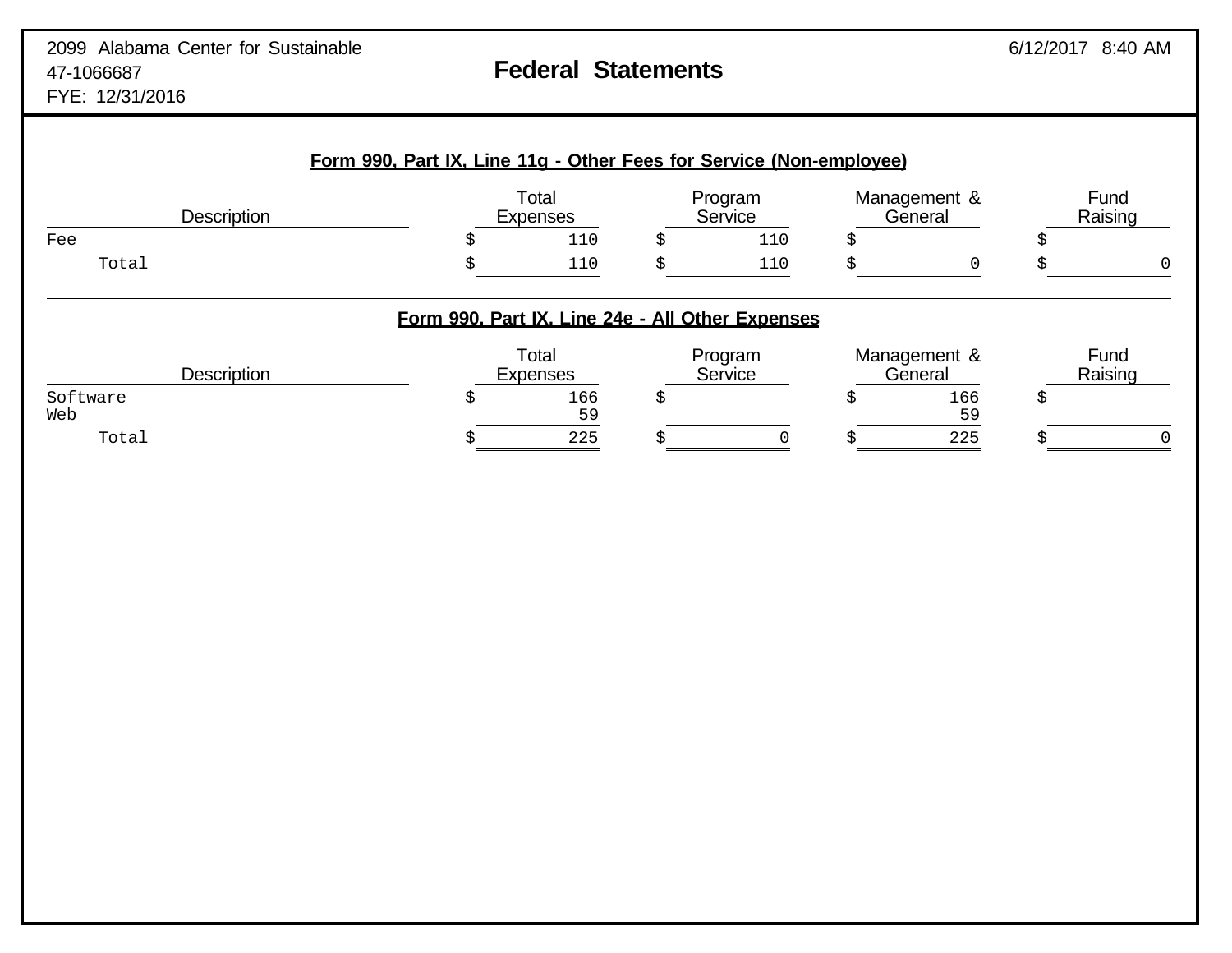2099 Alabama Center for Sustainable
47-1066687
FYE: 12/31/2016

6/12/2017 8:40 AM

# Federal Statements

## Form 990, Part IX, Line 11g - Other Fees for Service (Non-employee)

| Description | Total Expenses | Program Service | Management & General | Fund Raising |
|---|---|---|---|---|
| Fee | $ 110 | $ 110 | $ | $ |
| Total | $ 110 | $ 110 | $ 0 | $ 0 |

## Form 990, Part IX, Line 24e - All Other Expenses

| Description | Total Expenses | Program Service | Management & General | Fund Raising |
|---|---|---|---|---|
| Software | $ 166 | $ | $ 166 | $ |
| Web | 59 | | 59 | |
| Total | $ 225 | $ 0 | $ 225 | $ 0 |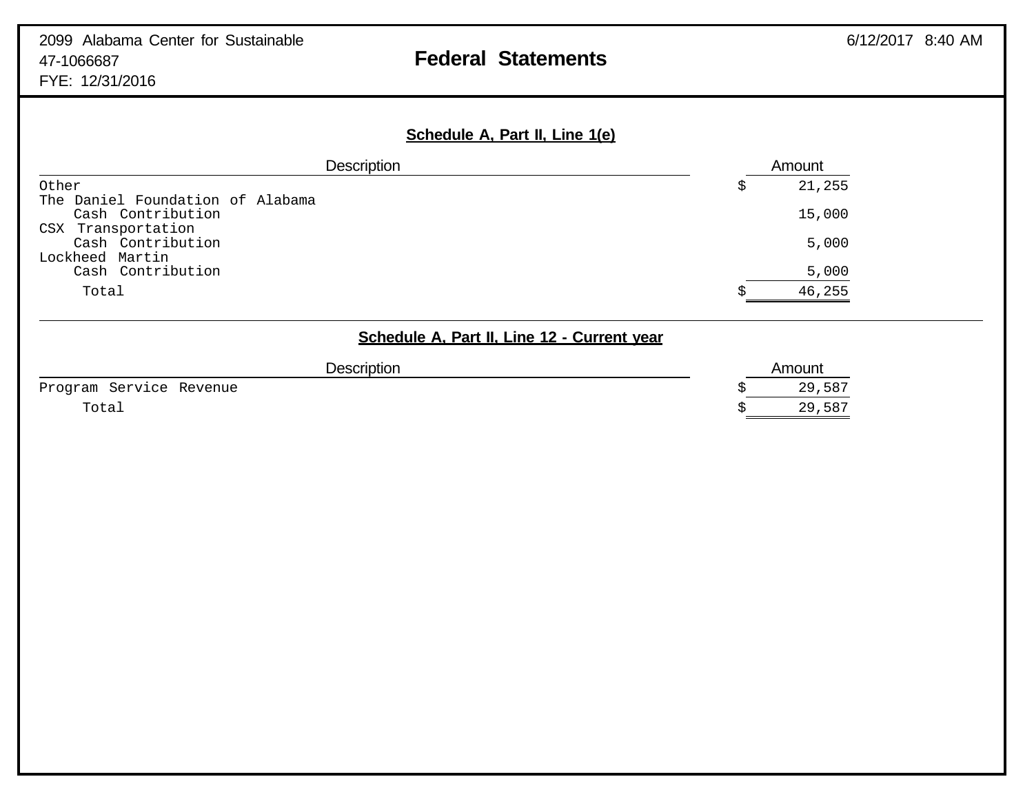2099 Alabama Center for Sustainable
47-1066687
FYE: 12/31/2016

6/12/2017 8:40 AM

# Federal Statements

## Schedule A, Part II, Line 1(e)

| Description | Amount |
|---|---|
| Other | $ 21,255 |
| The Daniel Foundation of Alabama<br>Cash Contribution | 15,000 |
| CSX Transportation<br>Cash Contribution | 5,000 |
| Lockheed Martin<br>Cash Contribution | 5,000 |
| Total | $ 46,255 |

## Schedule A, Part II, Line 12 - Current year

| Description | Amount |
|---|---|
| Program Service Revenue | $ 29,587 |
| Total | $ 29,587 |